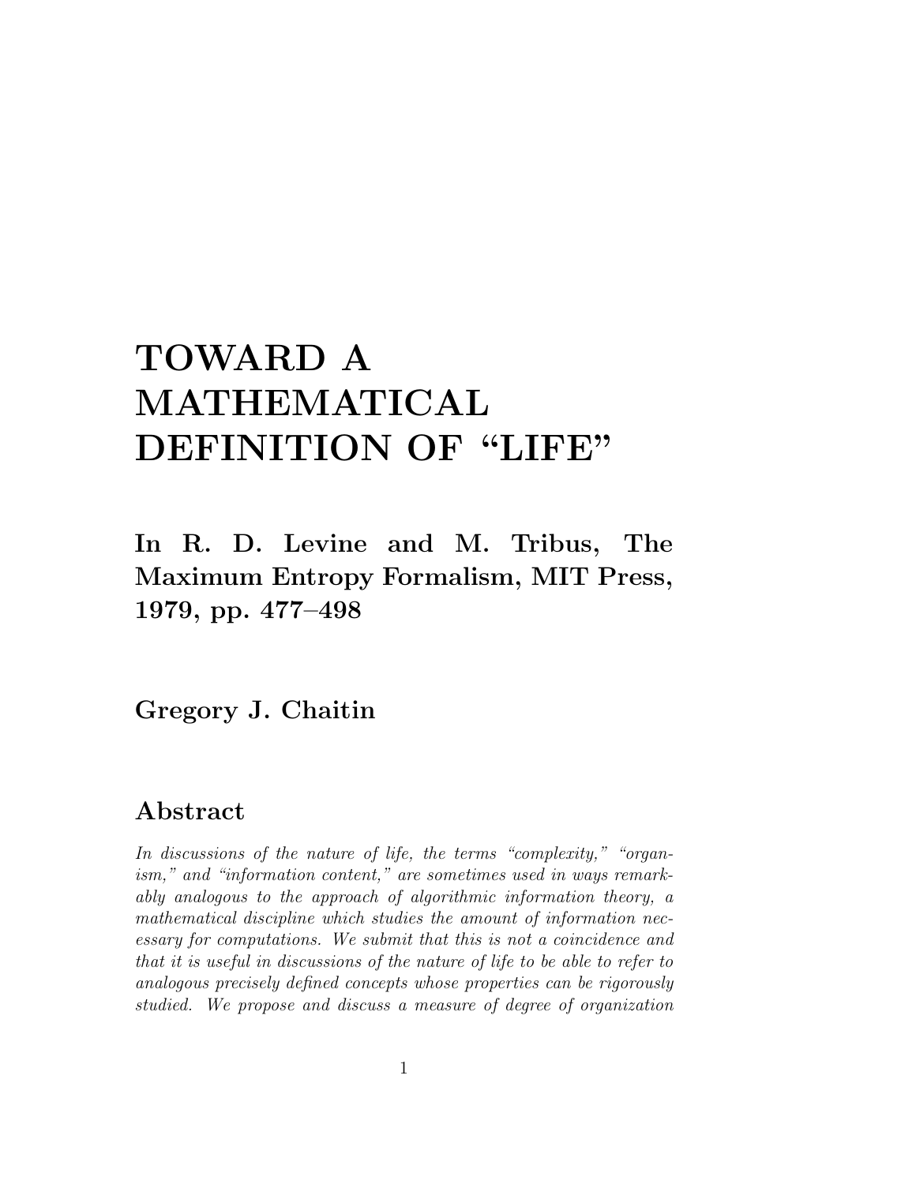# TOWARD A MATHEMATICAL DEFINITION OF "LIFE"

## In R. D. Levine and M. Tribus, The Maximum Entropy Formalism, MIT Press, 1979, pp. 477–498

## Gregory J. Chaitin

## Abstract

*In discussions of the nature of life, the terms "complexity," "organism," and "information content," are sometimes used in ways remarkably analogous to the approach of algorithmic information theory, a mathematical discipline which studies the amount of information necessary for computations. We submit that this is not a coincidence and that it is useful in discussions of the nature of life to be able to refer to analogous precisely defined concepts whose properties can be rigorously studied. We propose and discuss a measure of degree of organization*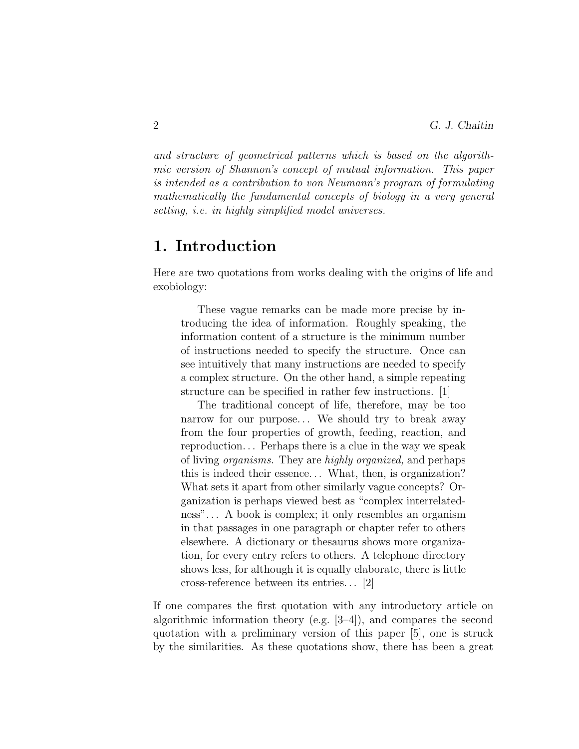*and structure of geometrical patterns which is based on the algorithmic version of Shannon's concept of mutual information. This paper is intended as a contribution to von Neumann's program of formulating mathematically the fundamental concepts of biology in a very general setting, i.e. in highly simplified model universes.*

## 1. Introduction

Here are two quotations from works dealing with the origins of life and exobiology:

> These vague remarks can be made more precise by introducing the idea of information. Roughly speaking, the information content of a structure is the minimum number of instructions needed to specify the structure. Once can see intuitively that many instructions are needed to specify a complex structure. On the other hand, a simple repeating structure can be specified in rather few instructions. [1]
>
> The traditional concept of life, therefore, may be too narrow for our purpose... We should try to break away from the four properties of growth, feeding, reaction, and reproduction... Perhaps there is a clue in the way we speak of living *organisms.* They are *highly organized,* and perhaps this is indeed their essence... What, then, is organization? What sets it apart from other similarly vague concepts? Organization is perhaps viewed best as "complex interrelatedness"... A book is complex; it only resembles an organism in that passages in one paragraph or chapter refer to others elsewhere. A dictionary or thesaurus shows more organization, for every entry refers to others. A telephone directory shows less, for although it is equally elaborate, there is little cross-reference between its entries... [2]

If one compares the first quotation with any introductory article on algorithmic information theory (e.g. [3–4]), and compares the second quotation with a preliminary version of this paper [5], one is struck by the similarities. As these quotations show, there has been a great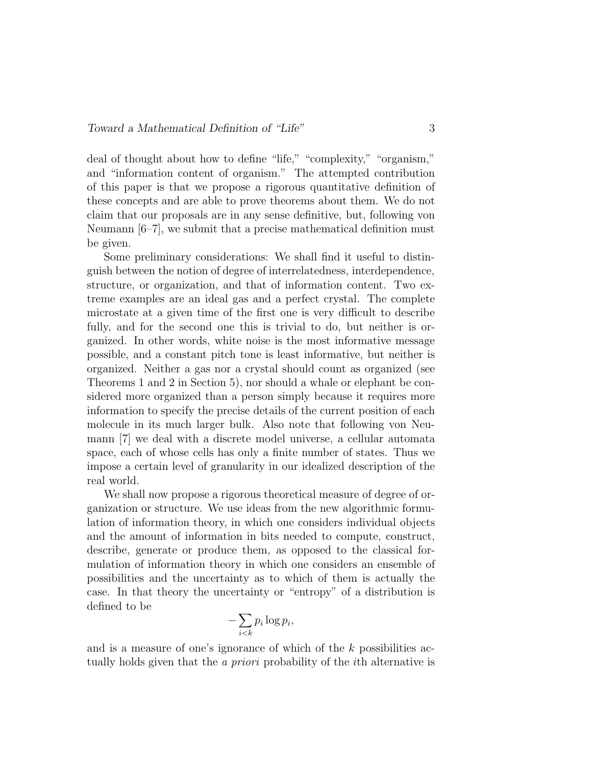deal of thought about how to define "life," "complexity," "organism," and "information content of organism." The attempted contribution of this paper is that we propose a rigorous quantitative definition of these concepts and are able to prove theorems about them. We do not claim that our proposals are in any sense definitive, but, following von Neumann [6–7], we submit that a precise mathematical definition must be given.

Some preliminary considerations: We shall find it useful to distinguish between the notion of degree of interrelatedness, interdependence, structure, or organization, and that of information content. Two extreme examples are an ideal gas and a perfect crystal. The complete microstate at a given time of the first one is very difficult to describe fully, and for the second one this is trivial to do, but neither is organized. In other words, white noise is the most informative message possible, and a constant pitch tone is least informative, but neither is organized. Neither a gas nor a crystal should count as organized (see Theorems 1 and 2 in Section 5), nor should a whale or elephant be considered more organized than a person simply because it requires more information to specify the precise details of the current position of each molecule in its much larger bulk. Also note that following von Neumann [7] we deal with a discrete model universe, a cellular automata space, each of whose cells has only a finite number of states. Thus we impose a certain level of granularity in our idealized description of the real world.

We shall now propose a rigorous theoretical measure of degree of organization or structure. We use ideas from the new algorithmic formulation of information theory, in which one considers individual objects and the amount of information in bits needed to compute, construct, describe, generate or produce them, as opposed to the classical formulation of information theory in which one considers an ensemble of possibilities and the uncertainty as to which of them is actually the case. In that theory the uncertainty or "entropy" of a distribution is defined to be

$$-\sum_{i<k} p_i \log p_i,$$

and is a measure of one's ignorance of which of the $k$ possibilities actually holds given that the *a priori* probability of the $i$th alternative is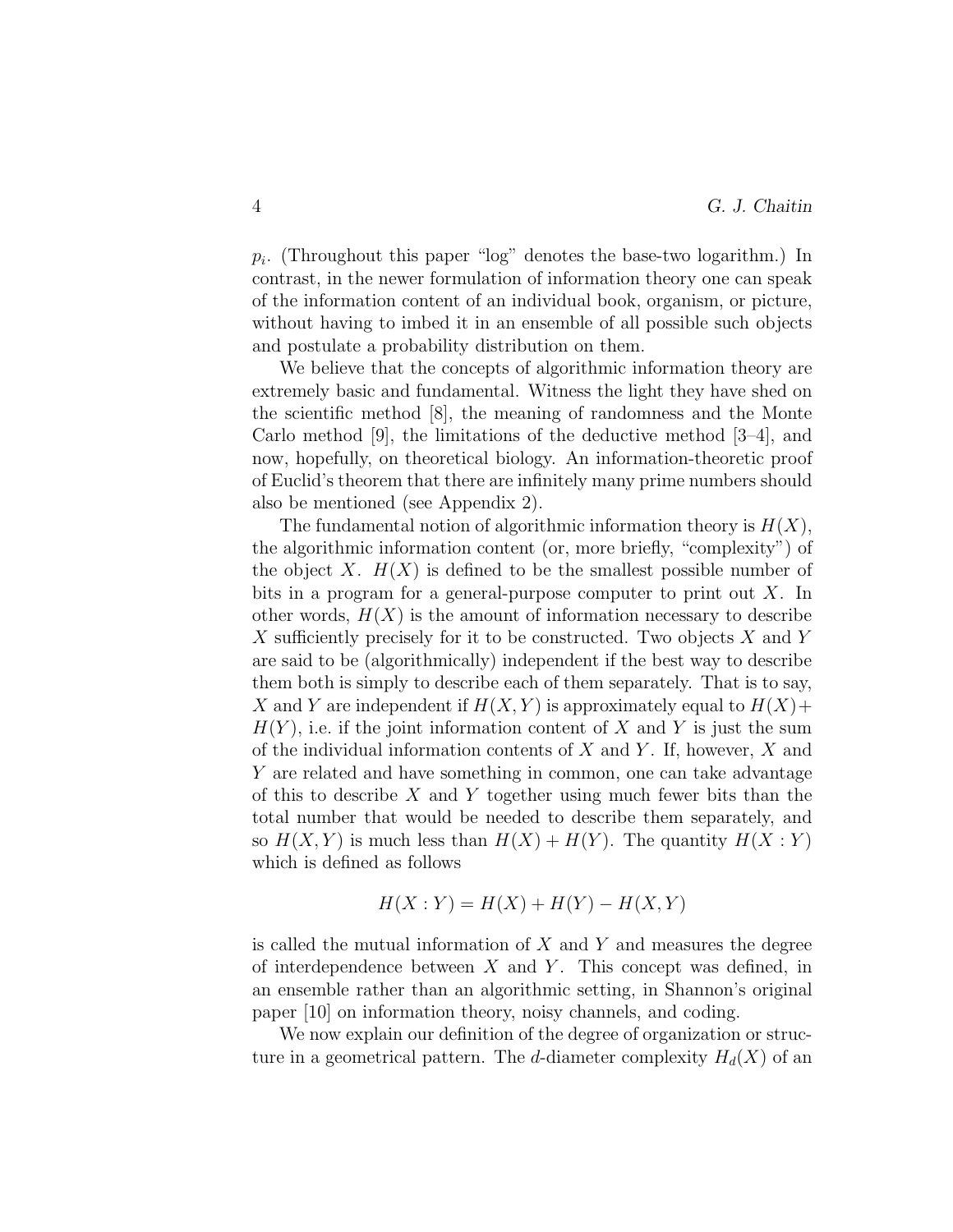$p_i$. (Throughout this paper "log" denotes the base-two logarithm.) In contrast, in the newer formulation of information theory one can speak of the information content of an individual book, organism, or picture, without having to imbed it in an ensemble of all possible such objects and postulate a probability distribution on them.

We believe that the concepts of algorithmic information theory are extremely basic and fundamental. Witness the light they have shed on the scientific method [8], the meaning of randomness and the Monte Carlo method [9], the limitations of the deductive method [3–4], and now, hopefully, on theoretical biology. An information-theoretic proof of Euclid's theorem that there are infinitely many prime numbers should also be mentioned (see Appendix 2).

The fundamental notion of algorithmic information theory is $H(X)$, the algorithmic information content (or, more briefly, "complexity") of the object $X$. $H(X)$ is defined to be the smallest possible number of bits in a program for a general-purpose computer to print out $X$. In other words, $H(X)$ is the amount of information necessary to describe $X$ sufficiently precisely for it to be constructed. Two objects $X$ and $Y$ are said to be (algorithmically) independent if the best way to describe them both is simply to describe each of them separately. That is to say, $X$ and $Y$ are independent if $H(X, Y)$ is approximately equal to $H(X) + H(Y)$, i.e. if the joint information content of $X$ and $Y$ is just the sum of the individual information contents of $X$ and $Y$. If, however, $X$ and $Y$ are related and have something in common, one can take advantage of this to describe $X$ and $Y$ together using much fewer bits than the total number that would be needed to describe them separately, and so $H(X, Y)$ is much less than $H(X) + H(Y)$. The quantity $H(X : Y)$ which is defined as follows

$$H(X : Y) = H(X) + H(Y) - H(X, Y)$$

is called the mutual information of $X$ and $Y$ and measures the degree of interdependence between $X$ and $Y$. This concept was defined, in an ensemble rather than an algorithmic setting, in Shannon's original paper [10] on information theory, noisy channels, and coding.

We now explain our definition of the degree of organization or structure in a geometrical pattern. The $d$-diameter complexity $H_d(X)$ of an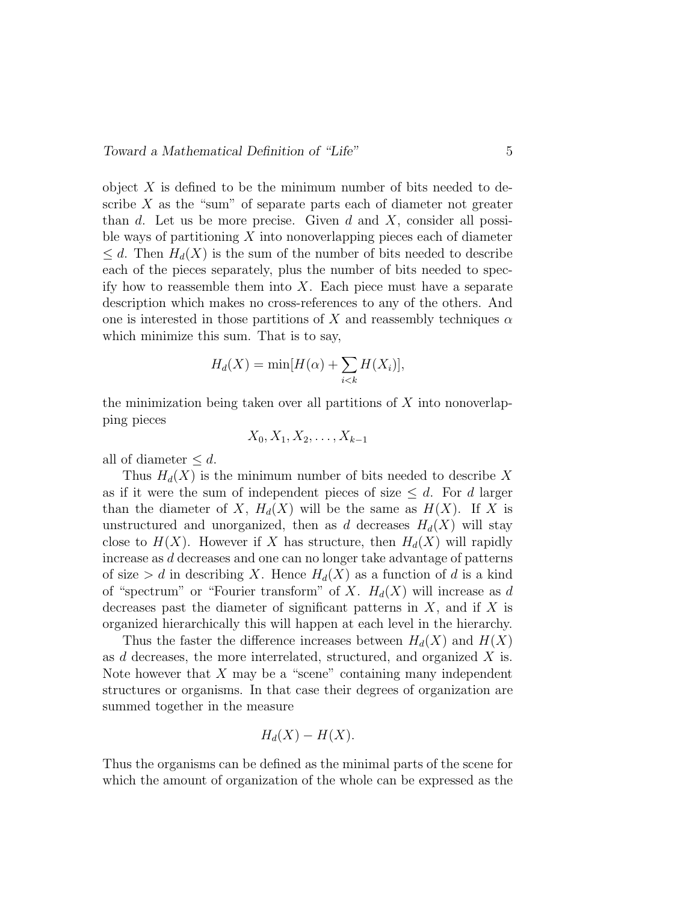object $X$ is defined to be the minimum number of bits needed to describe $X$ as the "sum" of separate parts each of diameter not greater than $d$. Let us be more precise. Given $d$ and $X$, consider all possible ways of partitioning $X$ into nonoverlapping pieces each of diameter $\leq d$. Then $H_d(X)$ is the sum of the number of bits needed to describe each of the pieces separately, plus the number of bits needed to specify how to reassemble them into $X$. Each piece must have a separate description which makes no cross-references to any of the others. And one is interested in those partitions of $X$ and reassembly techniques $\alpha$ which minimize this sum. That is to say,

$$H_d(X) = \min[H(\alpha) + \sum_{i<k} H(X_i)],$$

the minimization being taken over all partitions of $X$ into nonoverlapping pieces

$$X_0, X_1, X_2, \ldots, X_{k-1}$$

all of diameter $\leq d$.

Thus $H_d(X)$ is the minimum number of bits needed to describe $X$ as if it were the sum of independent pieces of size $\leq d$. For $d$ larger than the diameter of $X$, $H_d(X)$ will be the same as $H(X)$. If $X$ is unstructured and unorganized, then as $d$ decreases $H_d(X)$ will stay close to $H(X)$. However if $X$ has structure, then $H_d(X)$ will rapidly increase as $d$ decreases and one can no longer take advantage of patterns of size $> d$ in describing $X$. Hence $H_d(X)$ as a function of $d$ is a kind of "spectrum" or "Fourier transform" of $X$. $H_d(X)$ will increase as $d$ decreases past the diameter of significant patterns in $X$, and if $X$ is organized hierarchically this will happen at each level in the hierarchy.

Thus the faster the difference increases between $H_d(X)$ and $H(X)$ as $d$ decreases, the more interrelated, structured, and organized $X$ is. Note however that $X$ may be a "scene" containing many independent structures or organisms. In that case their degrees of organization are summed together in the measure

$$H_d(X) - H(X).$$

Thus the organisms can be defined as the minimal parts of the scene for which the amount of organization of the whole can be expressed as the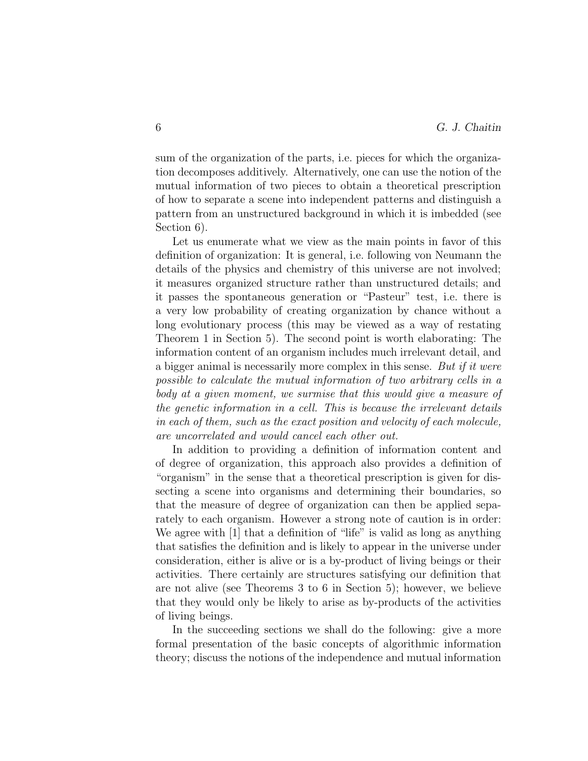sum of the organization of the parts, i.e. pieces for which the organization decomposes additively. Alternatively, one can use the notion of the mutual information of two pieces to obtain a theoretical prescription of how to separate a scene into independent patterns and distinguish a pattern from an unstructured background in which it is imbedded (see Section 6).

Let us enumerate what we view as the main points in favor of this definition of organization: It is general, i.e. following von Neumann the details of the physics and chemistry of this universe are not involved; it measures organized structure rather than unstructured details; and it passes the spontaneous generation or "Pasteur" test, i.e. there is a very low probability of creating organization by chance without a long evolutionary process (this may be viewed as a way of restating Theorem 1 in Section 5). The second point is worth elaborating: The information content of an organism includes much irrelevant detail, and a bigger animal is necessarily more complex in this sense. *But if it were possible to calculate the mutual information of two arbitrary cells in a body at a given moment, we surmise that this would give a measure of the genetic information in a cell. This is because the irrelevant details in each of them, such as the exact position and velocity of each molecule, are uncorrelated and would cancel each other out.*

In addition to providing a definition of information content and of degree of organization, this approach also provides a definition of "organism" in the sense that a theoretical prescription is given for dissecting a scene into organisms and determining their boundaries, so that the measure of degree of organization can then be applied separately to each organism. However a strong note of caution is in order: We agree with [1] that a definition of "life" is valid as long as anything that satisfies the definition and is likely to appear in the universe under consideration, either is alive or is a by-product of living beings or their activities. There certainly are structures satisfying our definition that are not alive (see Theorems 3 to 6 in Section 5); however, we believe that they would only be likely to arise as by-products of the activities of living beings.

In the succeeding sections we shall do the following: give a more formal presentation of the basic concepts of algorithmic information theory; discuss the notions of the independence and mutual information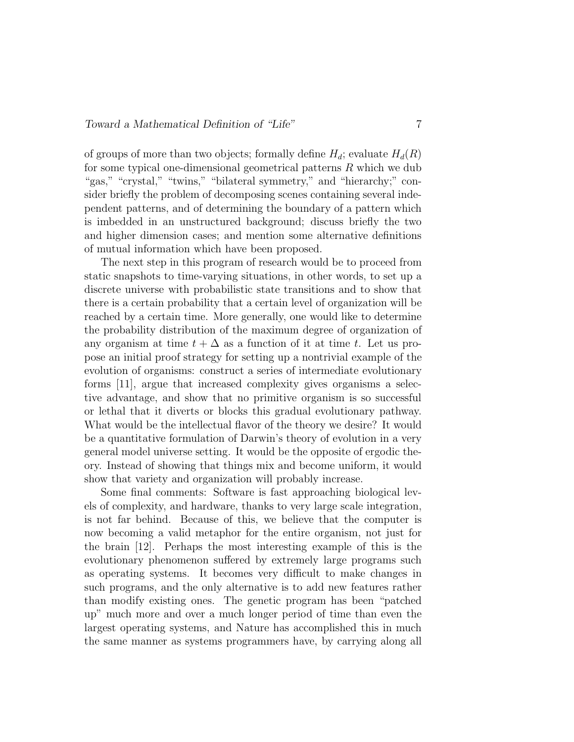of groups of more than two objects; formally define $H_d$; evaluate $H_d(R)$ for some typical one-dimensional geometrical patterns $R$ which we dub "gas," "crystal," "twins," "bilateral symmetry," and "hierarchy;" consider briefly the problem of decomposing scenes containing several independent patterns, and of determining the boundary of a pattern which is imbedded in an unstructured background; discuss briefly the two and higher dimension cases; and mention some alternative definitions of mutual information which have been proposed.

The next step in this program of research would be to proceed from static snapshots to time-varying situations, in other words, to set up a discrete universe with probabilistic state transitions and to show that there is a certain probability that a certain level of organization will be reached by a certain time. More generally, one would like to determine the probability distribution of the maximum degree of organization of any organism at time $t + \Delta$ as a function of it at time $t$. Let us propose an initial proof strategy for setting up a nontrivial example of the evolution of organisms: construct a series of intermediate evolutionary forms [11], argue that increased complexity gives organisms a selective advantage, and show that no primitive organism is so successful or lethal that it diverts or blocks this gradual evolutionary pathway. What would be the intellectual flavor of the theory we desire? It would be a quantitative formulation of Darwin's theory of evolution in a very general model universe setting. It would be the opposite of ergodic theory. Instead of showing that things mix and become uniform, it would show that variety and organization will probably increase.

Some final comments: Software is fast approaching biological levels of complexity, and hardware, thanks to very large scale integration, is not far behind. Because of this, we believe that the computer is now becoming a valid metaphor for the entire organism, not just for the brain [12]. Perhaps the most interesting example of this is the evolutionary phenomenon suffered by extremely large programs such as operating systems. It becomes very difficult to make changes in such programs, and the only alternative is to add new features rather than modify existing ones. The genetic program has been "patched up" much more and over a much longer period of time than even the largest operating systems, and Nature has accomplished this in much the same manner as systems programmers have, by carrying along all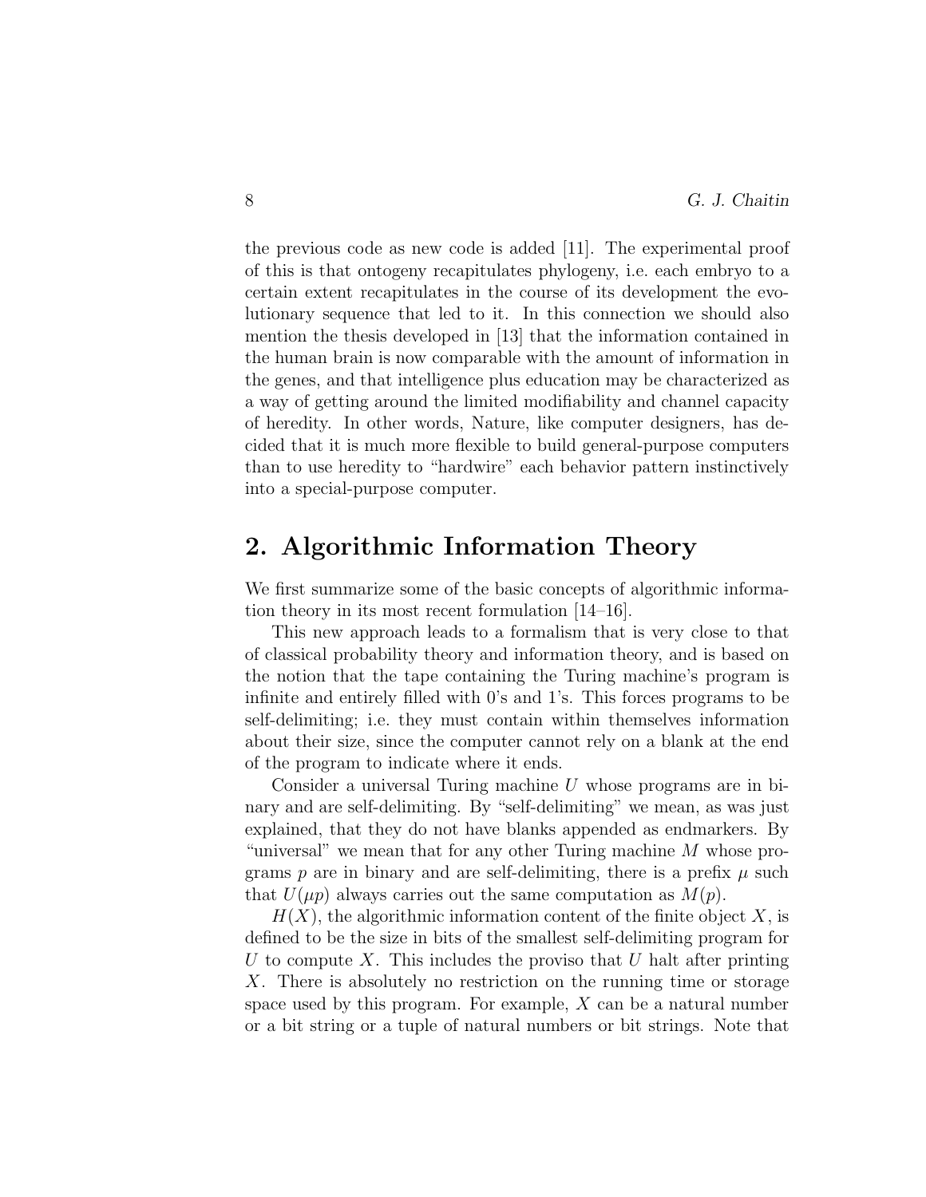the previous code as new code is added [11]. The experimental proof of this is that ontogeny recapitulates phylogeny, i.e. each embryo to a certain extent recapitulates in the course of its development the evolutionary sequence that led to it. In this connection we should also mention the thesis developed in [13] that the information contained in the human brain is now comparable with the amount of information in the genes, and that intelligence plus education may be characterized as a way of getting around the limited modifiability and channel capacity of heredity. In other words, Nature, like computer designers, has decided that it is much more flexible to build general-purpose computers than to use heredity to "hardwire" each behavior pattern instinctively into a special-purpose computer.

## 2. Algorithmic Information Theory

We first summarize some of the basic concepts of algorithmic information theory in its most recent formulation [14–16].

This new approach leads to a formalism that is very close to that of classical probability theory and information theory, and is based on the notion that the tape containing the Turing machine's program is infinite and entirely filled with 0's and 1's. This forces programs to be self-delimiting; i.e. they must contain within themselves information about their size, since the computer cannot rely on a blank at the end of the program to indicate where it ends.

Consider a universal Turing machine $U$ whose programs are in binary and are self-delimiting. By "self-delimiting" we mean, as was just explained, that they do not have blanks appended as endmarkers. By "universal" we mean that for any other Turing machine $M$ whose programs $p$ are in binary and are self-delimiting, there is a prefix $\mu$ such that $U(\mu p)$ always carries out the same computation as $M(p)$.

$H(X)$, the algorithmic information content of the finite object $X$, is defined to be the size in bits of the smallest self-delimiting program for $U$ to compute $X$. This includes the proviso that $U$ halt after printing $X$. There is absolutely no restriction on the running time or storage space used by this program. For example, $X$ can be a natural number or a bit string or a tuple of natural numbers or bit strings. Note that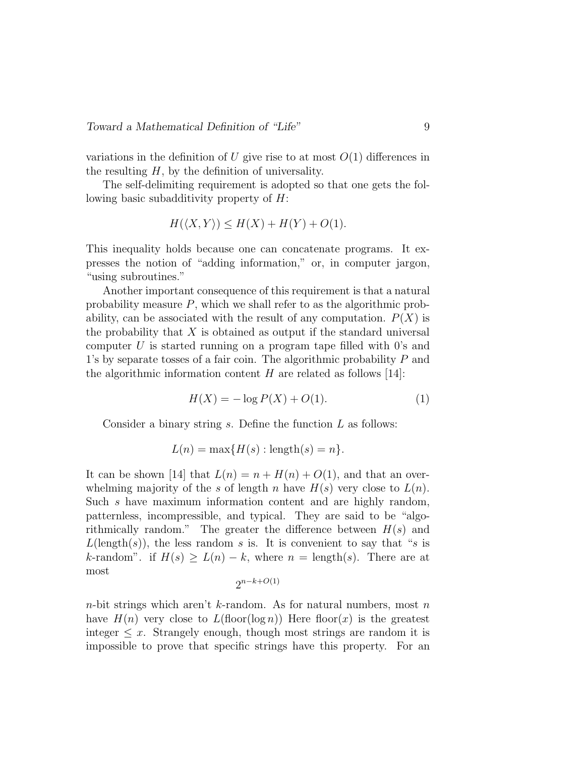variations in the definition of $U$ give rise to at most $O(1)$ differences in the resulting $H$, by the definition of universality.

The self-delimiting requirement is adopted so that one gets the following basic subadditivity property of $H$:

$$H(\langle X, Y \rangle) \leq H(X) + H(Y) + O(1).$$

This inequality holds because one can concatenate programs. It expresses the notion of "adding information," or, in computer jargon, "using subroutines."

Another important consequence of this requirement is that a natural probability measure $P$, which we shall refer to as the algorithmic probability, can be associated with the result of any computation. $P(X)$ is the probability that $X$ is obtained as output if the standard universal computer $U$ is started running on a program tape filled with 0's and 1's by separate tosses of a fair coin. The algorithmic probability $P$ and the algorithmic information content $H$ are related as follows [14]:

$$H(X) = -\log P(X) + O(1). \tag{1}$$

Consider a binary string $s$. Define the function $L$ as follows:

$$L(n) = \max\{H(s) : \text{length}(s) = n\}.$$

It can be shown [14] that $L(n) = n + H(n) + O(1)$, and that an overwhelming majority of the $s$ of length $n$ have $H(s)$ very close to $L(n)$. Such $s$ have maximum information content and are highly random, patternless, incompressible, and typical. They are said to be "algorithmically random." The greater the difference between $H(s)$ and $L(\text{length}(s))$, the less random $s$ is. It is convenient to say that "$s$ is $k$-random". if $H(s) \geq L(n) - k$, where $n = \text{length}(s)$. There are at most

$$2^{n-k+O(1)}$$

$n$-bit strings which aren't $k$-random. As for natural numbers, most $n$ have $H(n)$ very close to $L(\text{floor}(\log n))$ Here $\text{floor}(x)$ is the greatest integer $\leq x$. Strangely enough, though most strings are random it is impossible to prove that specific strings have this property. For an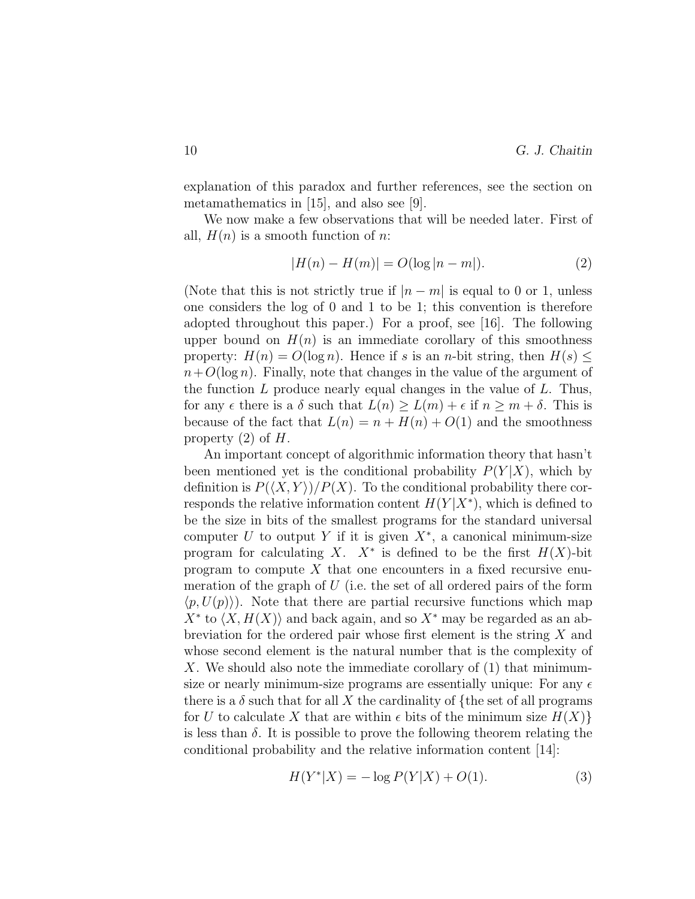explanation of this paradox and further references, see the section on metamathematics in [15], and also see [9].

We now make a few observations that will be needed later. First of all, $H(n)$ is a smooth function of $n$:

$$|H(n) - H(m)| = O(\log |n - m|). \tag{2}$$

(Note that this is not strictly true if $|n - m|$ is equal to 0 or 1, unless one considers the log of 0 and 1 to be 1; this convention is therefore adopted throughout this paper.) For a proof, see [16]. The following upper bound on $H(n)$ is an immediate corollary of this smoothness property: $H(n) = O(\log n)$. Hence if $s$ is an $n$-bit string, then $H(s) \leq n + O(\log n)$. Finally, note that changes in the value of the argument of the function $L$ produce nearly equal changes in the value of $L$. Thus, for any $\epsilon$ there is a $\delta$ such that $L(n) \geq L(m) + \epsilon$ if $n \geq m + \delta$. This is because of the fact that $L(n) = n + H(n) + O(1)$ and the smoothness property (2) of $H$.

An important concept of algorithmic information theory that hasn't been mentioned yet is the conditional probability $P(Y|X)$, which by definition is $P(\langle X, Y \rangle)/P(X)$. To the conditional probability there corresponds the relative information content $H(Y|X^*)$, which is defined to be the size in bits of the smallest programs for the standard universal computer $U$ to output $Y$ if it is given $X^*$, a canonical minimum-size program for calculating $X$. $X^*$ is defined to be the first $H(X)$-bit program to compute $X$ that one encounters in a fixed recursive enumeration of the graph of $U$ (i.e. the set of all ordered pairs of the form $\langle p, U(p) \rangle$). Note that there are partial recursive functions which map $X^*$ to $\langle X, H(X) \rangle$ and back again, and so $X^*$ may be regarded as an abbreviation for the ordered pair whose first element is the string $X$ and whose second element is the natural number that is the complexity of $X$. We should also note the immediate corollary of (1) that minimum-size or nearly minimum-size programs are essentially unique: For any $\epsilon$ there is a $\delta$ such that for all $X$ the cardinality of {the set of all programs for $U$ to calculate $X$ that are within $\epsilon$ bits of the minimum size $H(X)$} is less than $\delta$. It is possible to prove the following theorem relating the conditional probability and the relative information content [14]:

$$H(Y^*|X) = -\log P(Y|X) + O(1). \tag{3}$$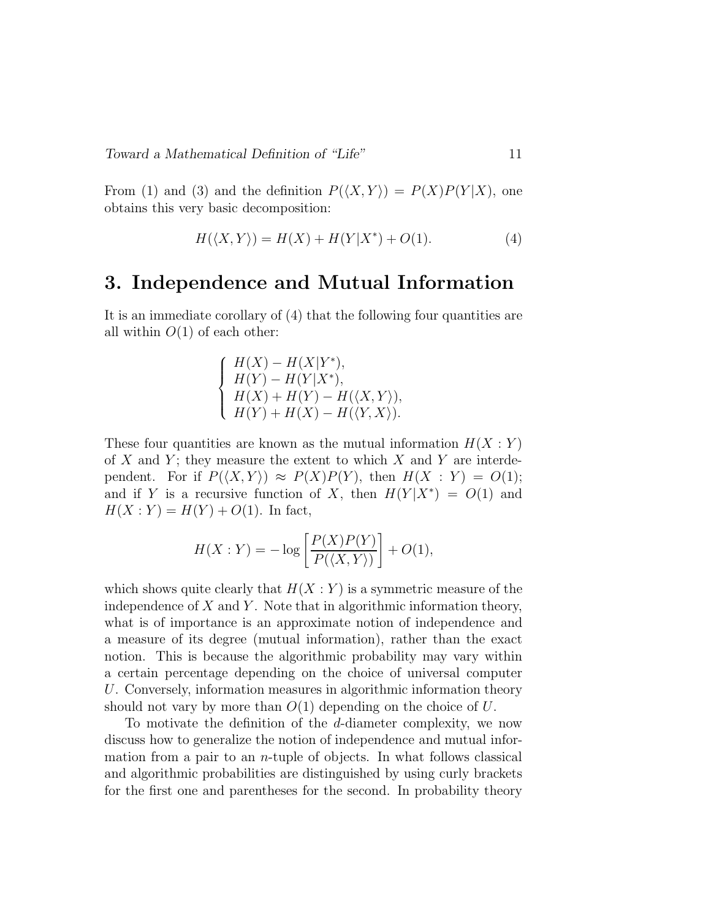From (1) and (3) and the definition $P(\langle X, Y \rangle) = P(X)P(Y|X)$, one obtains this very basic decomposition:

$$H(\langle X, Y \rangle) = H(X) + H(Y|X^*) + O(1). \tag{4}$$

## 3. Independence and Mutual Information

It is an immediate corollary of (4) that the following four quantities are all within $O(1)$ of each other:

$$\begin{cases} H(X) - H(X|Y^*), \\ H(Y) - H(Y|X^*), \\ H(X) + H(Y) - H(\langle X, Y \rangle), \\ H(Y) + H(X) - H(\langle Y, X \rangle). \end{cases}$$

These four quantities are known as the mutual information $H(X : Y)$ of $X$ and $Y$; they measure the extent to which $X$ and $Y$ are interdependent. For if $P(\langle X, Y \rangle) \approx P(X)P(Y)$, then $H(X : Y) = O(1)$; and if $Y$ is a recursive function of $X$, then $H(Y|X^*) = O(1)$ and $H(X : Y) = H(Y) + O(1)$. In fact,

$$H(X : Y) = -\log \left[ \frac{P(X)P(Y)}{P(\langle X, Y \rangle)} \right] + O(1),$$

which shows quite clearly that $H(X : Y)$ is a symmetric measure of the independence of $X$ and $Y$. Note that in algorithmic information theory, what is of importance is an approximate notion of independence and a measure of its degree (mutual information), rather than the exact notion. This is because the algorithmic probability may vary within a certain percentage depending on the choice of universal computer $U$. Conversely, information measures in algorithmic information theory should not vary by more than $O(1)$ depending on the choice of $U$.

To motivate the definition of the $d$-diameter complexity, we now discuss how to generalize the notion of independence and mutual information from a pair to an $n$-tuple of objects. In what follows classical and algorithmic probabilities are distinguished by using curly brackets for the first one and parentheses for the second. In probability theory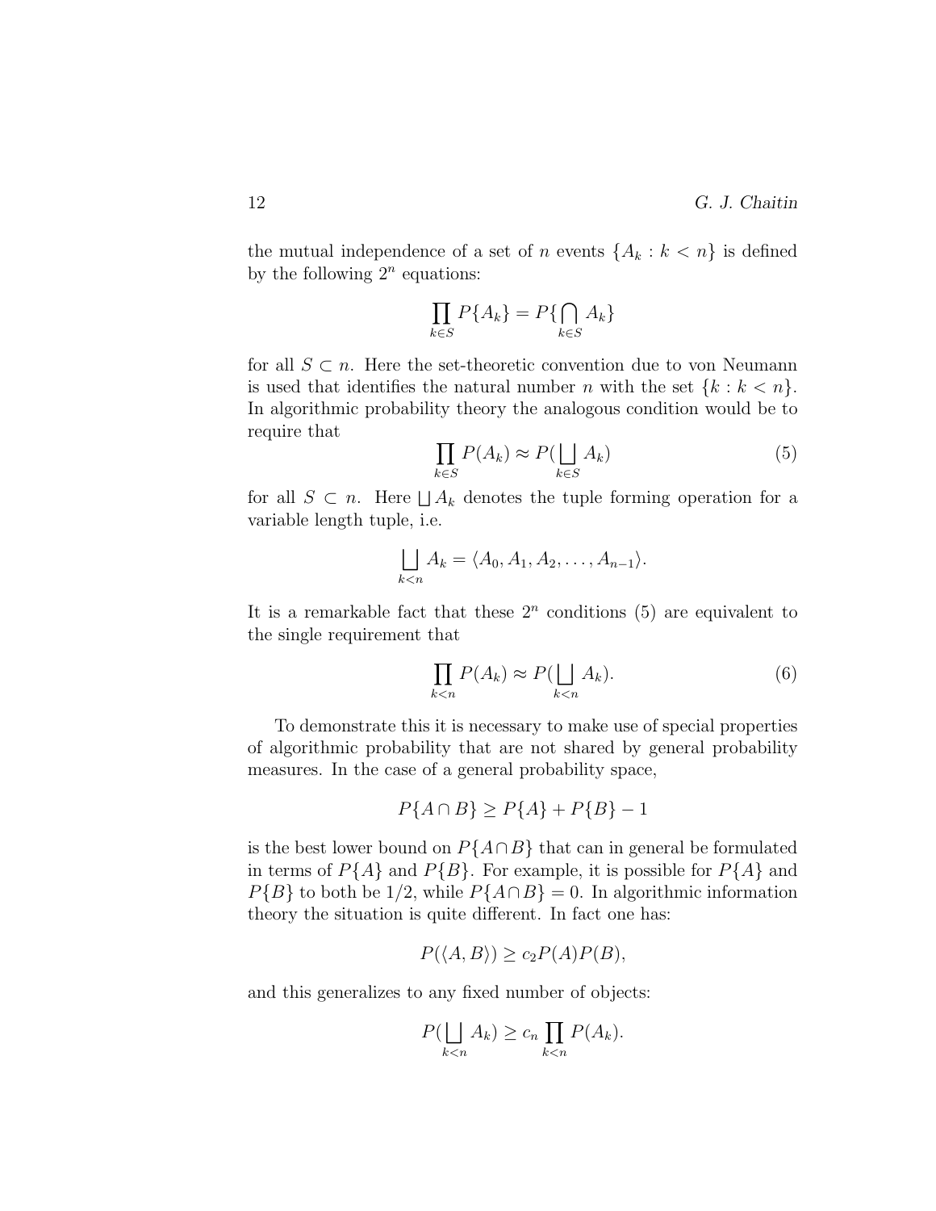the mutual independence of a set of $n$ events $\{A_k : k < n\}$ is defined by the following $2^n$ equations:

$$\prod_{k \in S} P\{A_k\} = P\{\bigcap_{k \in S} A_k\}$$

for all $S \subset n$. Here the set-theoretic convention due to von Neumann is used that identifies the natural number $n$ with the set $\{k : k < n\}$. In algorithmic probability theory the analogous condition would be to require that

$$\prod_{k \in S} P(A_k) \approx P(\bigsqcup_{k \in S} A_k) \tag{5}$$

for all $S \subset n$. Here $\bigsqcup A_k$ denotes the tuple forming operation for a variable length tuple, i.e.

$$\bigsqcup_{k<n} A_k = \langle A_0, A_1, A_2, \ldots, A_{n-1} \rangle.$$

It is a remarkable fact that these $2^n$ conditions (5) are equivalent to the single requirement that

$$\prod_{k<n} P(A_k) \approx P(\bigsqcup_{k<n} A_k). \tag{6}$$

To demonstrate this it is necessary to make use of special properties of algorithmic probability that are not shared by general probability measures. In the case of a general probability space,

$$P\{A \cap B\} \geq P\{A\} + P\{B\} - 1$$

is the best lower bound on $P\{A \cap B\}$ that can in general be formulated in terms of $P\{A\}$ and $P\{B\}$. For example, it is possible for $P\{A\}$ and $P\{B\}$ to both be $1/2$, while $P\{A \cap B\} = 0$. In algorithmic information theory the situation is quite different. In fact one has:

$$P(\langle A, B \rangle) \geq c_2 P(A) P(B),$$

and this generalizes to any fixed number of objects:

$$P(\bigsqcup_{k<n} A_k) \geq c_n \prod_{k<n} P(A_k).$$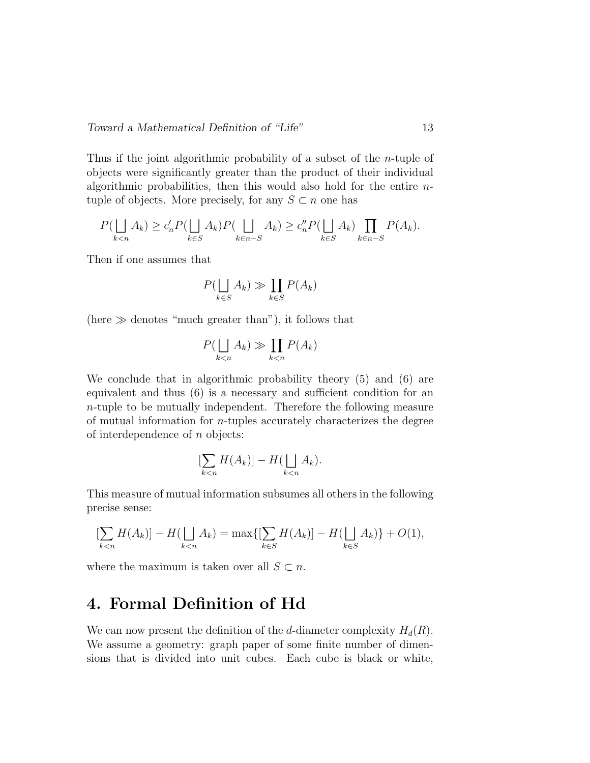Thus if the joint algorithmic probability of a subset of the $n$-tuple of objects were significantly greater than the product of their individual algorithmic probabilities, then this would also hold for the entire $n$-tuple of objects. More precisely, for any $S \subset n$ one has

$$P(\bigsqcup_{k<n} A_k) \geq c'_n P(\bigsqcup_{k \in S} A_k) P(\bigsqcup_{k \in n-S} A_k) \geq c''_n P(\bigsqcup_{k \in S} A_k) \prod_{k \in n-S} P(A_k).$$

Then if one assumes that

$$P(\bigsqcup_{k \in S} A_k) \gg \prod_{k \in S} P(A_k)$$

(here $\gg$ denotes "much greater than"), it follows that

$$P(\bigsqcup_{k<n} A_k) \gg \prod_{k<n} P(A_k)$$

We conclude that in algorithmic probability theory (5) and (6) are equivalent and thus (6) is a necessary and sufficient condition for an $n$-tuple to be mutually independent. Therefore the following measure of mutual information for $n$-tuples accurately characterizes the degree of interdependence of $n$ objects:

$$[\sum_{k<n} H(A_k)] - H(\bigsqcup_{k<n} A_k).$$

This measure of mutual information subsumes all others in the following precise sense:

$$[\sum_{k<n} H(A_k)] - H(\bigsqcup_{k<n} A_k) = \max\{[\sum_{k \in S} H(A_k)] - H(\bigsqcup_{k \in S} A_k)\} + O(1),$$

where the maximum is taken over all $S \subset n$.

## 4. Formal Definition of Hd

We can now present the definition of the $d$-diameter complexity $H_d(R)$. We assume a geometry: graph paper of some finite number of dimensions that is divided into unit cubes. Each cube is black or white,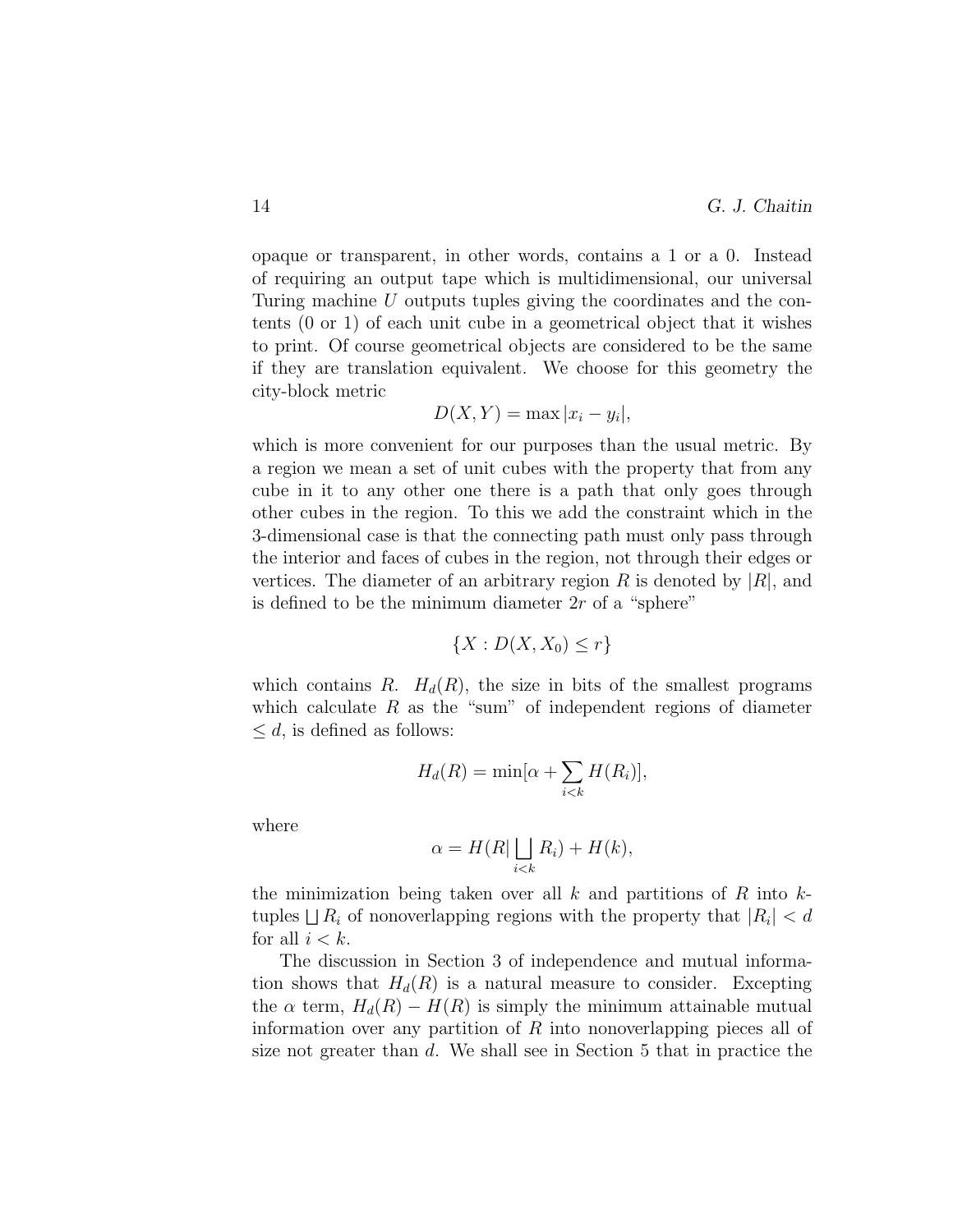opaque or transparent, in other words, contains a 1 or a 0. Instead of requiring an output tape which is multidimensional, our universal Turing machine $U$ outputs tuples giving the coordinates and the contents (0 or 1) of each unit cube in a geometrical object that it wishes to print. Of course geometrical objects are considered to be the same if they are translation equivalent. We choose for this geometry the city-block metric

$$D(X, Y) = \max |x_i - y_i|,$$

which is more convenient for our purposes than the usual metric. By a region we mean a set of unit cubes with the property that from any cube in it to any other one there is a path that only goes through other cubes in the region. To this we add the constraint which in the 3-dimensional case is that the connecting path must only pass through the interior and faces of cubes in the region, not through their edges or vertices. The diameter of an arbitrary region $R$ is denoted by $|R|$, and is defined to be the minimum diameter $2r$ of a "sphere"

$$\{X : D(X, X_0) \leq r\}$$

which contains $R$. $H_d(R)$, the size in bits of the smallest programs which calculate $R$ as the "sum" of independent regions of diameter $\leq d$, is defined as follows:

$$H_d(R) = \min[\alpha + \sum_{i<k} H(R_i)],$$

where

$$\alpha = H(R | \bigsqcup_{i<k} R_i) + H(k),$$

the minimization being taken over all $k$ and partitions of $R$ into $k$-tuples $\bigsqcup R_i$ of nonoverlapping regions with the property that $|R_i| < d$ for all $i < k$.

The discussion in Section 3 of independence and mutual information shows that $H_d(R)$ is a natural measure to consider. Excepting the $\alpha$ term, $H_d(R) - H(R)$ is simply the minimum attainable mutual information over any partition of $R$ into nonoverlapping pieces all of size not greater than $d$. We shall see in Section 5 that in practice the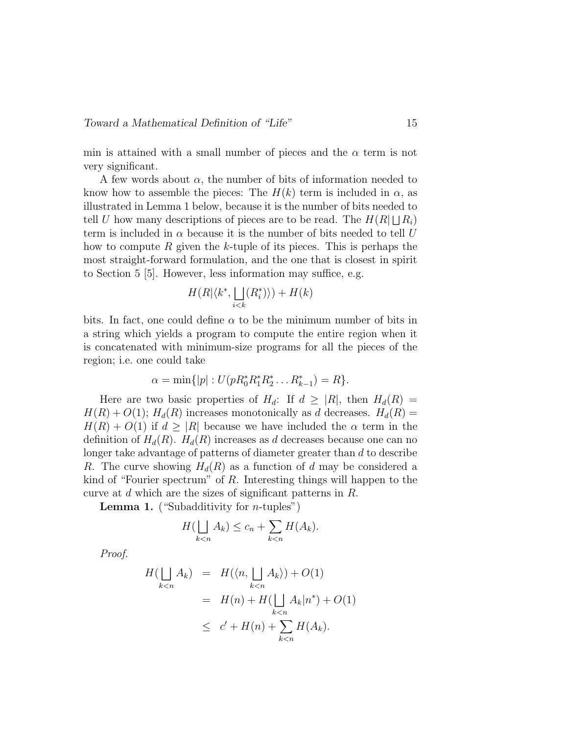min is attained with a small number of pieces and the $\alpha$ term is not very significant.

A few words about $\alpha$, the number of bits of information needed to know how to assemble the pieces: The $H(k)$ term is included in $\alpha$, as illustrated in Lemma 1 below, because it is the number of bits needed to tell $U$ how many descriptions of pieces are to be read. The $H(R|\bigsqcup R_i)$ term is included in $\alpha$ because it is the number of bits needed to tell $U$ how to compute $R$ given the $k$-tuple of its pieces. This is perhaps the most straight-forward formulation, and the one that is closest in spirit to Section 5 [5]. However, less information may suffice, e.g.

$$H(R|\langle k^*, \bigsqcup_{i<k}(R_i^*)\rangle) + H(k)$$

bits. In fact, one could define $\alpha$ to be the minimum number of bits in a string which yields a program to compute the entire region when it is concatenated with minimum-size programs for all the pieces of the region; i.e. one could take

$$\alpha = \min\{|p| : U(pR_0^* R_1^* R_2^* \ldots R_{k-1}^*) = R\}.$$

Here are two basic properties of $H_d$: If $d \geq |R|$, then $H_d(R) = H(R) + O(1)$; $H_d(R)$ increases monotonically as $d$ decreases. $H_d(R) = H(R) + O(1)$ if $d \geq |R|$ because we have included the $\alpha$ term in the definition of $H_d(R)$. $H_d(R)$ increases as $d$ decreases because one can no longer take advantage of patterns of diameter greater than $d$ to describe $R$. The curve showing $H_d(R)$ as a function of $d$ may be considered a kind of "Fourier spectrum" of $R$. Interesting things will happen to the curve at $d$ which are the sizes of significant patterns in $R$.

**Lemma 1.** ("Subadditivity for $n$-tuples")

$$H(\bigsqcup_{k<n} A_k) \leq c_n + \sum_{k<n} H(A_k).$$

*Proof.*

$$\begin{aligned}
H(\bigsqcup_{k<n} A_k) &= H(\langle n, \bigsqcup_{k<n} A_k\rangle) + O(1) \\
&= H(n) + H(\bigsqcup_{k<n} A_k | n^*) + O(1) \\
&\leq c' + H(n) + \sum_{k<n} H(A_k).
\end{aligned}$$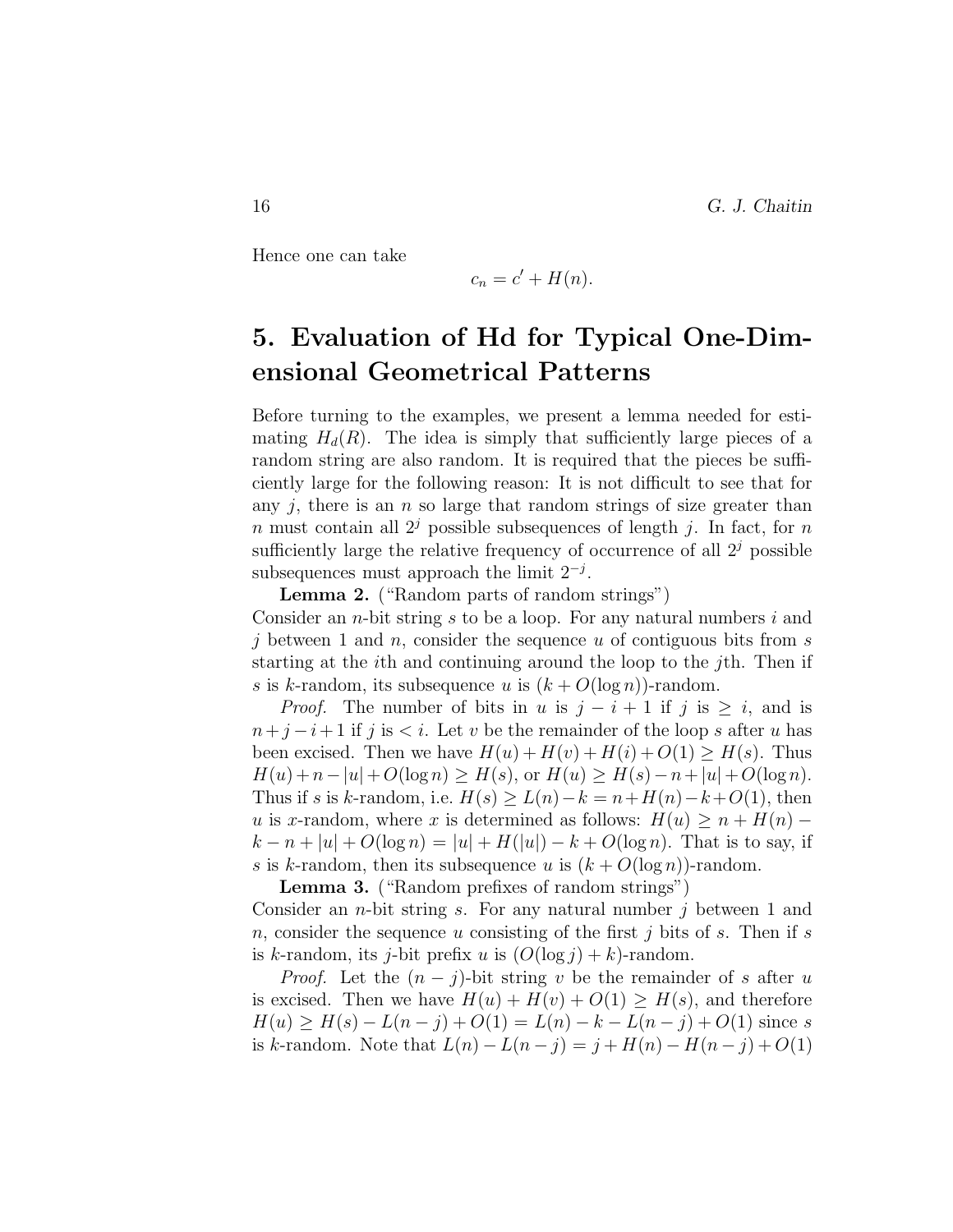Hence one can take

$$c_n = c' + H(n).$$

# 5. Evaluation of Hd for Typical One-Dimensional Geometrical Patterns

Before turning to the examples, we present a lemma needed for estimating $H_d(R)$. The idea is simply that sufficiently large pieces of a random string are also random. It is required that the pieces be sufficiently large for the following reason: It is not difficult to see that for any $j$, there is an $n$ so large that random strings of size greater than $n$ must contain all $2^j$ possible subsequences of length $j$. In fact, for $n$ sufficiently large the relative frequency of occurrence of all $2^j$ possible subsequences must approach the limit $2^{-j}$.

**Lemma 2.** ("Random parts of random strings")
Consider an $n$-bit string $s$ to be a loop. For any natural numbers $i$ and $j$ between 1 and $n$, consider the sequence $u$ of contiguous bits from $s$ starting at the $i$th and continuing around the loop to the $j$th. Then if $s$ is $k$-random, its subsequence $u$ is $(k + O(\log n))$-random.

*Proof.* The number of bits in $u$ is $j - i + 1$ if $j$ is $\geq i$, and is $n + j - i + 1$ if $j$ is $< i$. Let $v$ be the remainder of the loop $s$ after $u$ has been excised. Then we have $H(u) + H(v) + H(i) + O(1) \geq H(s)$. Thus $H(u) + n - |u| + O(\log n) \geq H(s)$, or $H(u) \geq H(s) - n + |u| + O(\log n)$. Thus if $s$ is $k$-random, i.e. $H(s) \geq L(n) - k = n + H(n) - k + O(1)$, then $u$ is $x$-random, where $x$ is determined as follows: $H(u) \geq n + H(n) - k - n + |u| + O(\log n) = |u| + H(|u|) - k + O(\log n)$. That is to say, if $s$ is $k$-random, then its subsequence $u$ is $(k + O(\log n))$-random.

**Lemma 3.** ("Random prefixes of random strings")
Consider an $n$-bit string $s$. For any natural number $j$ between 1 and $n$, consider the sequence $u$ consisting of the first $j$ bits of $s$. Then if $s$ is $k$-random, its $j$-bit prefix $u$ is $(O(\log j) + k)$-random.

*Proof.* Let the $(n - j)$-bit string $v$ be the remainder of $s$ after $u$ is excised. Then we have $H(u) + H(v) + O(1) \geq H(s)$, and therefore $H(u) \geq H(s) - L(n - j) + O(1) = L(n) - k - L(n - j) + O(1)$ since $s$ is $k$-random. Note that $L(n) - L(n - j) = j + H(n) - H(n - j) + O(1)$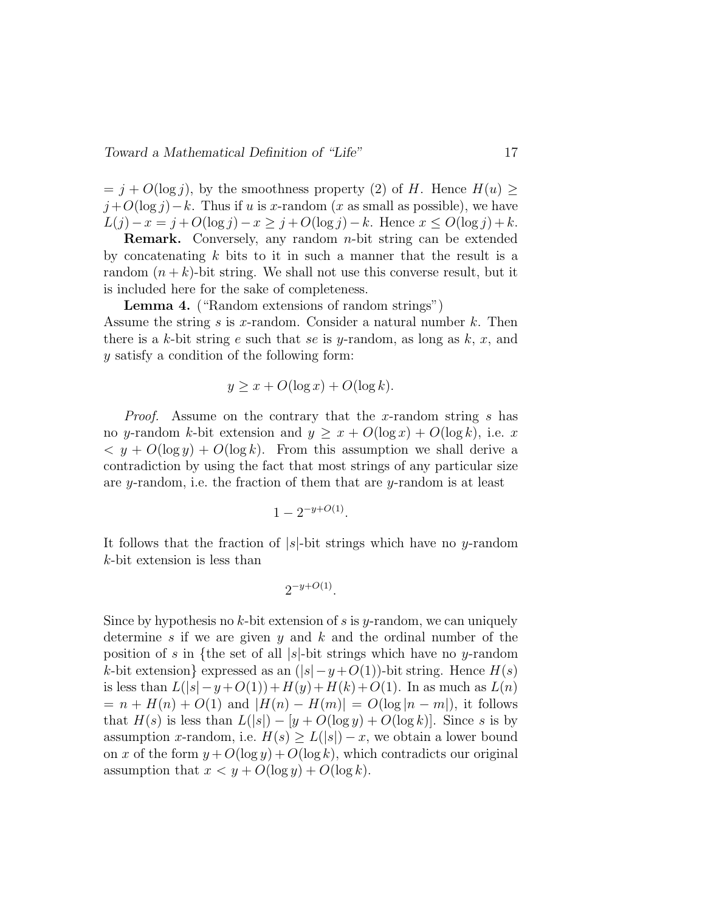$= j + O(\log j)$, by the smoothness property (2) of $H$. Hence $H(u) \geq j + O(\log j) - k$. Thus if $u$ is $x$-random ($x$ as small as possible), we have $L(j) - x = j + O(\log j) - x \geq j + O(\log j) - k$. Hence $x \leq O(\log j) + k$.

**Remark.** Conversely, any random $n$-bit string can be extended by concatenating $k$ bits to it in such a manner that the result is a random $(n+k)$-bit string. We shall not use this converse result, but it is included here for the sake of completeness.

**Lemma 4.** ("Random extensions of random strings")
Assume the string $s$ is $x$-random. Consider a natural number $k$. Then there is a $k$-bit string $e$ such that $se$ is $y$-random, as long as $k$, $x$, and $y$ satisfy a condition of the following form:

$$y \geq x + O(\log x) + O(\log k).$$

*Proof.* Assume on the contrary that the $x$-random string $s$ has no $y$-random $k$-bit extension and $y \geq x + O(\log x) + O(\log k)$, i.e. $x < y + O(\log y) + O(\log k)$. From this assumption we shall derive a contradiction by using the fact that most strings of any particular size are $y$-random, i.e. the fraction of them that are $y$-random is at least

$$1 - 2^{-y+O(1)}.$$

It follows that the fraction of $|s|$-bit strings which have no $y$-random $k$-bit extension is less than

$$2^{-y+O(1)}.$$

Since by hypothesis no $k$-bit extension of $s$ is $y$-random, we can uniquely determine $s$ if we are given $y$ and $k$ and the ordinal number of the position of $s$ in {the set of all $|s|$-bit strings which have no $y$-random $k$-bit extension} expressed as an $(|s| - y + O(1))$-bit string. Hence $H(s)$ is less than $L(|s| - y + O(1)) + H(y) + H(k) + O(1)$. In as much as $L(n) = n + H(n) + O(1)$ and $|H(n) - H(m)| = O(\log|n - m|)$, it follows that $H(s)$ is less than $L(|s|) - [y + O(\log y) + O(\log k)]$. Since $s$ is by assumption $x$-random, i.e. $H(s) \geq L(|s|) - x$, we obtain a lower bound on $x$ of the form $y + O(\log y) + O(\log k)$, which contradicts our original assumption that $x < y + O(\log y) + O(\log k)$.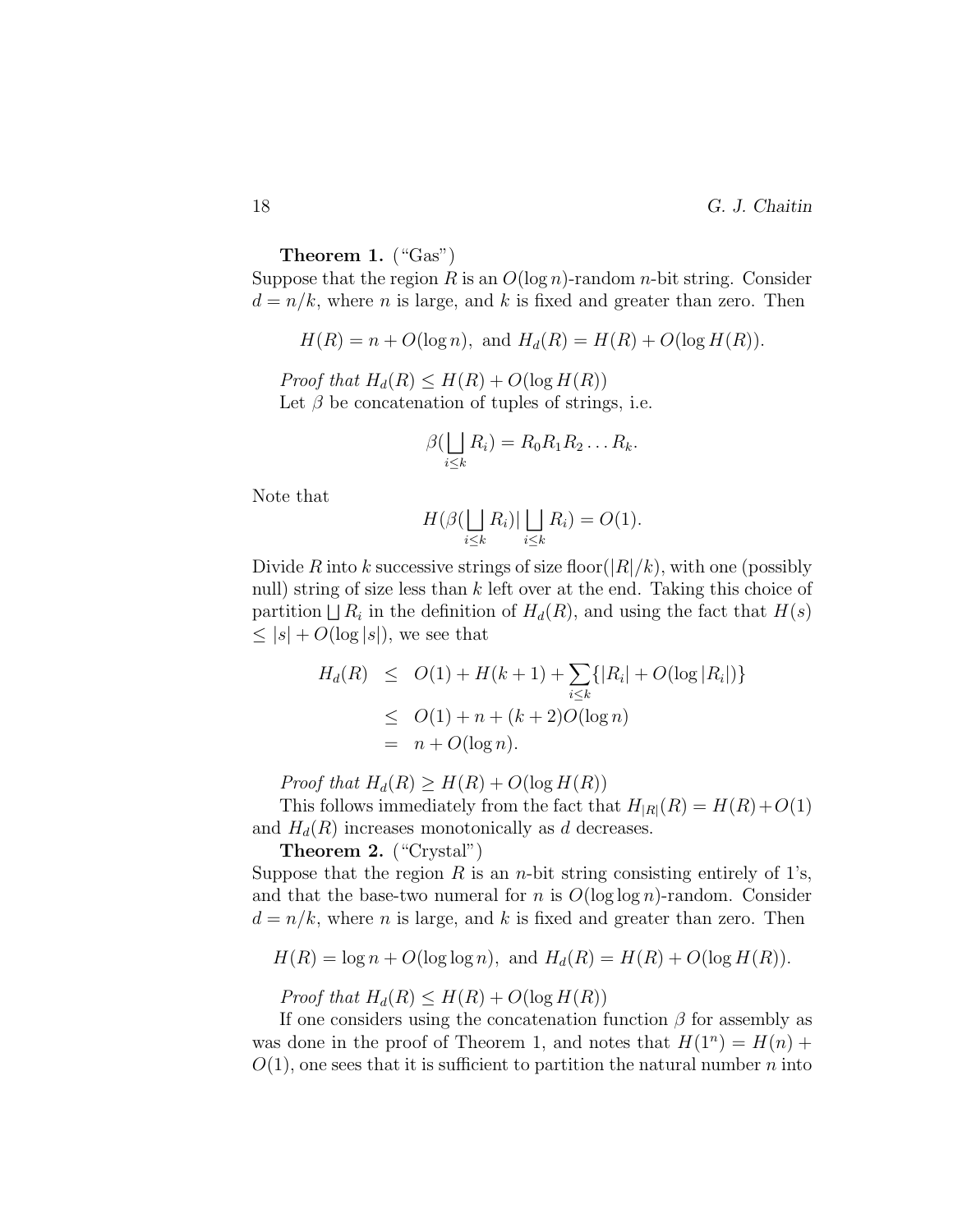**Theorem 1.** ("Gas")
Suppose that the region $R$ is an $O(\log n)$-random $n$-bit string. Consider $d = n/k$, where $n$ is large, and $k$ is fixed and greater than zero. Then

$$H(R) = n + O(\log n), \text{ and } H_d(R) = H(R) + O(\log H(R)).$$

*Proof that* $H_d(R) \leq H(R) + O(\log H(R))$
Let $\beta$ be concatenation of tuples of strings, i.e.

$$\beta(\bigsqcup_{i \leq k} R_i) = R_0 R_1 R_2 \ldots R_k.$$

Note that

$$H(\beta(\bigsqcup_{i \leq k} R_i) | \bigsqcup_{i \leq k} R_i) = O(1).$$

Divide $R$ into $k$ successive strings of size floor$(|R|/k)$, with one (possibly null) string of size less than $k$ left over at the end. Taking this choice of partition $\bigsqcup R_i$ in the definition of $H_d(R)$, and using the fact that $H(s) \leq |s| + O(\log |s|)$, we see that

$$\begin{aligned} H_d(R) &\leq O(1) + H(k+1) + \sum_{i \leq k} \{|R_i| + O(\log |R_i|)\} \\ &\leq O(1) + n + (k+2) O(\log n) \\ &= n + O(\log n). \end{aligned}$$

*Proof that* $H_d(R) \geq H(R) + O(\log H(R))$
This follows immediately from the fact that $H_{|R|}(R) = H(R) + O(1)$ and $H_d(R)$ increases monotonically as $d$ decreases.

**Theorem 2.** ("Crystal")
Suppose that the region $R$ is an $n$-bit string consisting entirely of 1's, and that the base-two numeral for $n$ is $O(\log \log n)$-random. Consider $d = n/k$, where $n$ is large, and $k$ is fixed and greater than zero. Then

$$H(R) = \log n + O(\log \log n), \text{ and } H_d(R) = H(R) + O(\log H(R)).$$

*Proof that* $H_d(R) \leq H(R) + O(\log H(R))$
If one considers using the concatenation function $\beta$ for assembly as was done in the proof of Theorem 1, and notes that $H(1^n) = H(n) + O(1)$, one sees that it is sufficient to partition the natural number $n$ into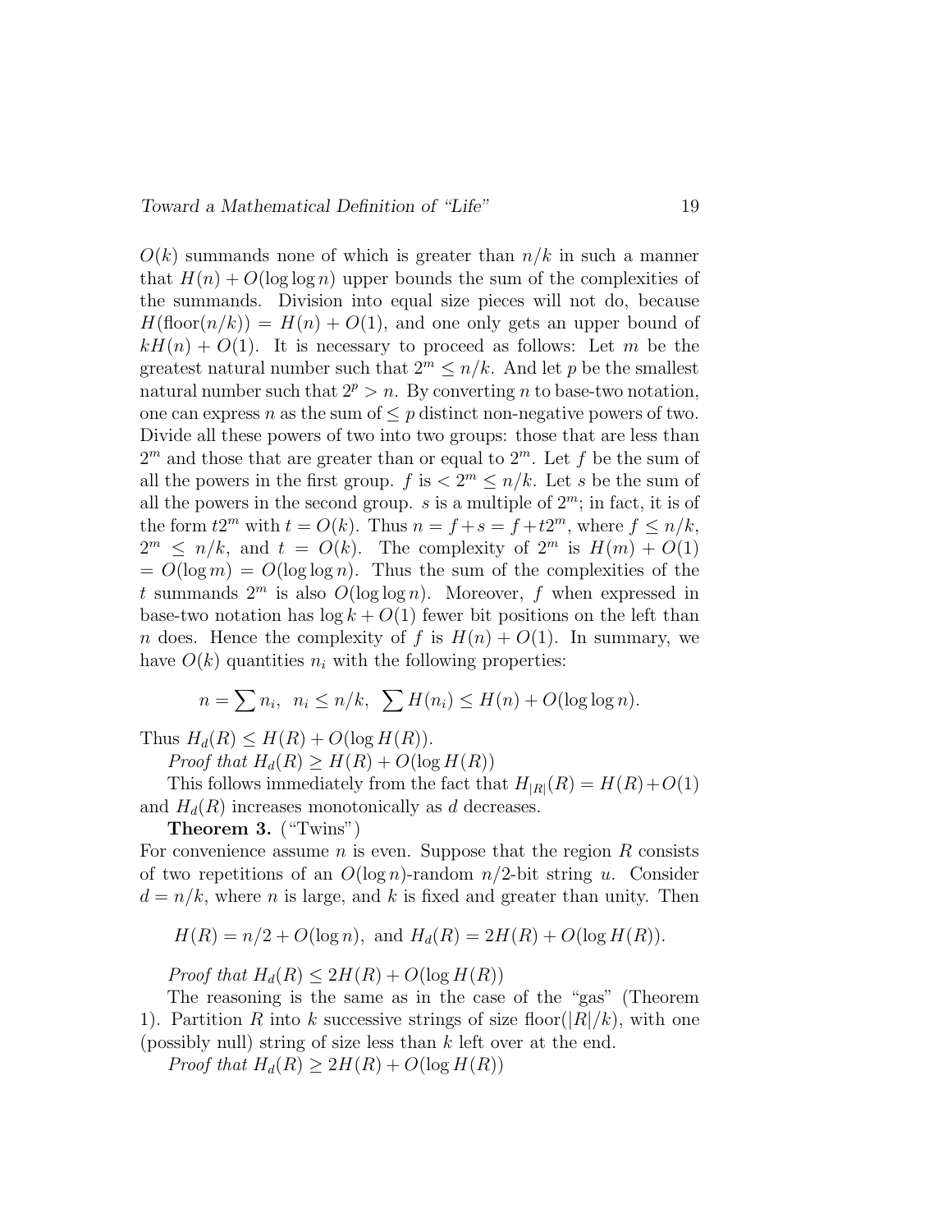$O(k)$ summands none of which is greater than $n/k$ in such a manner that $H(n) + O(\log \log n)$ upper bounds the sum of the complexities of the summands. Division into equal size pieces will not do, because $H(\text{floor}(n/k)) = H(n) + O(1)$, and one only gets an upper bound of $kH(n) + O(1)$. It is necessary to proceed as follows: Let $m$ be the greatest natural number such that $2^m \leq n/k$. And let $p$ be the smallest natural number such that $2^p > n$. By converting $n$ to base-two notation, one can express $n$ as the sum of $\leq p$ distinct non-negative powers of two. Divide all these powers of two into two groups: those that are less than $2^m$ and those that are greater than or equal to $2^m$. Let $f$ be the sum of all the powers in the first group. $f$ is $< 2^m \leq n/k$. Let $s$ be the sum of all the powers in the second group. $s$ is a multiple of $2^m$; in fact, it is of the form $t2^m$ with $t = O(k)$. Thus $n = f + s = f + t2^m$, where $f \leq n/k$, $2^m \leq n/k$, and $t = O(k)$. The complexity of $2^m$ is $H(m) + O(1)$ $= O(\log m) = O(\log \log n)$. Thus the sum of the complexities of the $t$ summands $2^m$ is also $O(\log \log n)$. Moreover, $f$ when expressed in base-two notation has $\log k + O(1)$ fewer bit positions on the left than $n$ does. Hence the complexity of $f$ is $H(n) + O(1)$. In summary, we have $O(k)$ quantities $n_i$ with the following properties:

$$n = \sum n_i, \;\; n_i \leq n/k, \;\; \sum H(n_i) \leq H(n) + O(\log \log n).$$

Thus $H_d(R) \leq H(R) + O(\log H(R))$.

*Proof that* $H_d(R) \geq H(R) + O(\log H(R))$

This follows immediately from the fact that $H_{|R|}(R) = H(R) + O(1)$ and $H_d(R)$ increases monotonically as $d$ decreases.

**Theorem 3.** ("Twins")
For convenience assume $n$ is even. Suppose that the region $R$ consists of two repetitions of an $O(\log n)$-random $n/2$-bit string $u$. Consider $d = n/k$, where $n$ is large, and $k$ is fixed and greater than unity. Then

$$H(R) = n/2 + O(\log n), \text{ and } H_d(R) = 2H(R) + O(\log H(R)).$$

*Proof that* $H_d(R) \leq 2H(R) + O(\log H(R))$

The reasoning is the same as in the case of the "gas" (Theorem 1). Partition $R$ into $k$ successive strings of size $\text{floor}(|R|/k)$, with one (possibly null) string of size less than $k$ left over at the end.

*Proof that* $H_d(R) \geq 2H(R) + O(\log H(R))$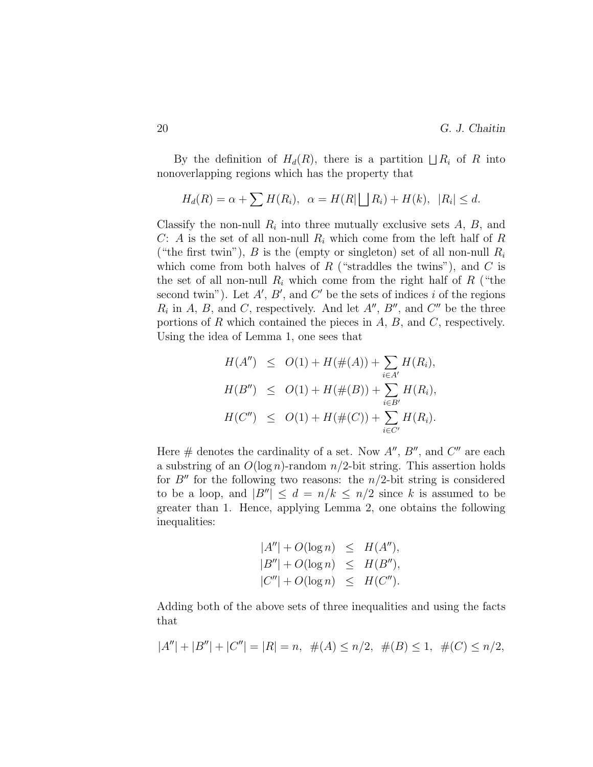By the definition of $H_d(R)$, there is a partition $\bigsqcup R_i$ of $R$ into nonoverlapping regions which has the property that

$$H_d(R) = \alpha + \sum H(R_i), \;\; \alpha = H(R|\bigsqcup R_i) + H(k), \;\; |R_i| \leq d.$$

Classify the non-null $R_i$ into three mutually exclusive sets $A$, $B$, and $C$: $A$ is the set of all non-null $R_i$ which come from the left half of $R$ ("the first twin"), $B$ is the (empty or singleton) set of all non-null $R_i$ which come from both halves of $R$ ("straddles the twins"), and $C$ is the set of all non-null $R_i$ which come from the right half of $R$ ("the second twin"). Let $A'$, $B'$, and $C'$ be the sets of indices $i$ of the regions $R_i$ in $A$, $B$, and $C$, respectively. And let $A''$, $B''$, and $C''$ be the three portions of $R$ which contained the pieces in $A$, $B$, and $C$, respectively. Using the idea of Lemma 1, one sees that

$$\begin{aligned}
H(A'') &\leq O(1) + H(\#(A)) + \sum_{i \in A'} H(R_i), \\
H(B'') &\leq O(1) + H(\#(B)) + \sum_{i \in B'} H(R_i), \\
H(C'') &\leq O(1) + H(\#(C)) + \sum_{i \in C'} H(R_i).
\end{aligned}$$

Here $\#$ denotes the cardinality of a set. Now $A''$, $B''$, and $C''$ are each a substring of an $O(\log n)$-random $n/2$-bit string. This assertion holds for $B''$ for the following two reasons: the $n/2$-bit string is considered to be a loop, and $|B''| \leq d = n/k \leq n/2$ since $k$ is assumed to be greater than 1. Hence, applying Lemma 2, one obtains the following inequalities:

$$\begin{aligned}
|A''| + O(\log n) &\leq H(A''), \\
|B''| + O(\log n) &\leq H(B''), \\
|C''| + O(\log n) &\leq H(C'').
\end{aligned}$$

Adding both of the above sets of three inequalities and using the facts that

$$|A''| + |B''| + |C''| = |R| = n, \;\; \#(A) \leq n/2, \;\; \#(B) \leq 1, \;\; \#(C) \leq n/2,$$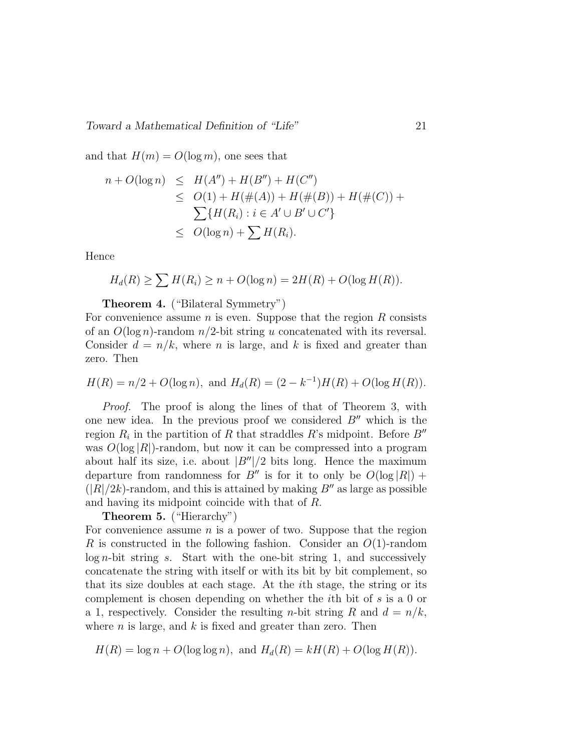and that $H(m) = O(\log m)$, one sees that

$$
\begin{aligned}
n + O(\log n) &\leq H(A'') + H(B'') + H(C'') \\
&\leq O(1) + H(\#(A)) + H(\#(B)) + H(\#(C)) + \\
&\quad \sum\{H(R_i) : i \in A' \cup B' \cup C'\} \\
&\leq O(\log n) + \sum H(R_i).
\end{aligned}
$$

Hence

$$
H_d(R) \geq \sum H(R_i) \geq n + O(\log n) = 2H(R) + O(\log H(R)).
$$

**Theorem 4.** ("Bilateral Symmetry")
For convenience assume $n$ is even. Suppose that the region $R$ consists of an $O(\log n)$-random $n/2$-bit string $u$ concatenated with its reversal. Consider $d = n/k$, where $n$ is large, and $k$ is fixed and greater than zero. Then

$$
H(R) = n/2 + O(\log n), \text{ and } H_d(R) = (2 - k^{-1})H(R) + O(\log H(R)).
$$

*Proof.* The proof is along the lines of that of Theorem 3, with one new idea. In the previous proof we considered $B''$ which is the region $R_i$ in the partition of $R$ that straddles $R$'s midpoint. Before $B''$ was $O(\log |R|)$-random, but now it can be compressed into a program about half its size, i.e. about $|B''|/2$ bits long. Hence the maximum departure from randomness for $B''$ is for it to only be $O(\log |R|) + (|R|/2k)$-random, and this is attained by making $B''$ as large as possible and having its midpoint coincide with that of $R$.

**Theorem 5.** ("Hierarchy")
For convenience assume $n$ is a power of two. Suppose that the region $R$ is constructed in the following fashion. Consider an $O(1)$-random $\log n$-bit string $s$. Start with the one-bit string 1, and successively concatenate the string with itself or with its bit by bit complement, so that its size doubles at each stage. At the $i$th stage, the string or its complement is chosen depending on whether the $i$th bit of $s$ is a 0 or a 1, respectively. Consider the resulting $n$-bit string $R$ and $d = n/k$, where $n$ is large, and $k$ is fixed and greater than zero. Then

$$
H(R) = \log n + O(\log \log n), \text{ and } H_d(R) = kH(R) + O(\log H(R)).
$$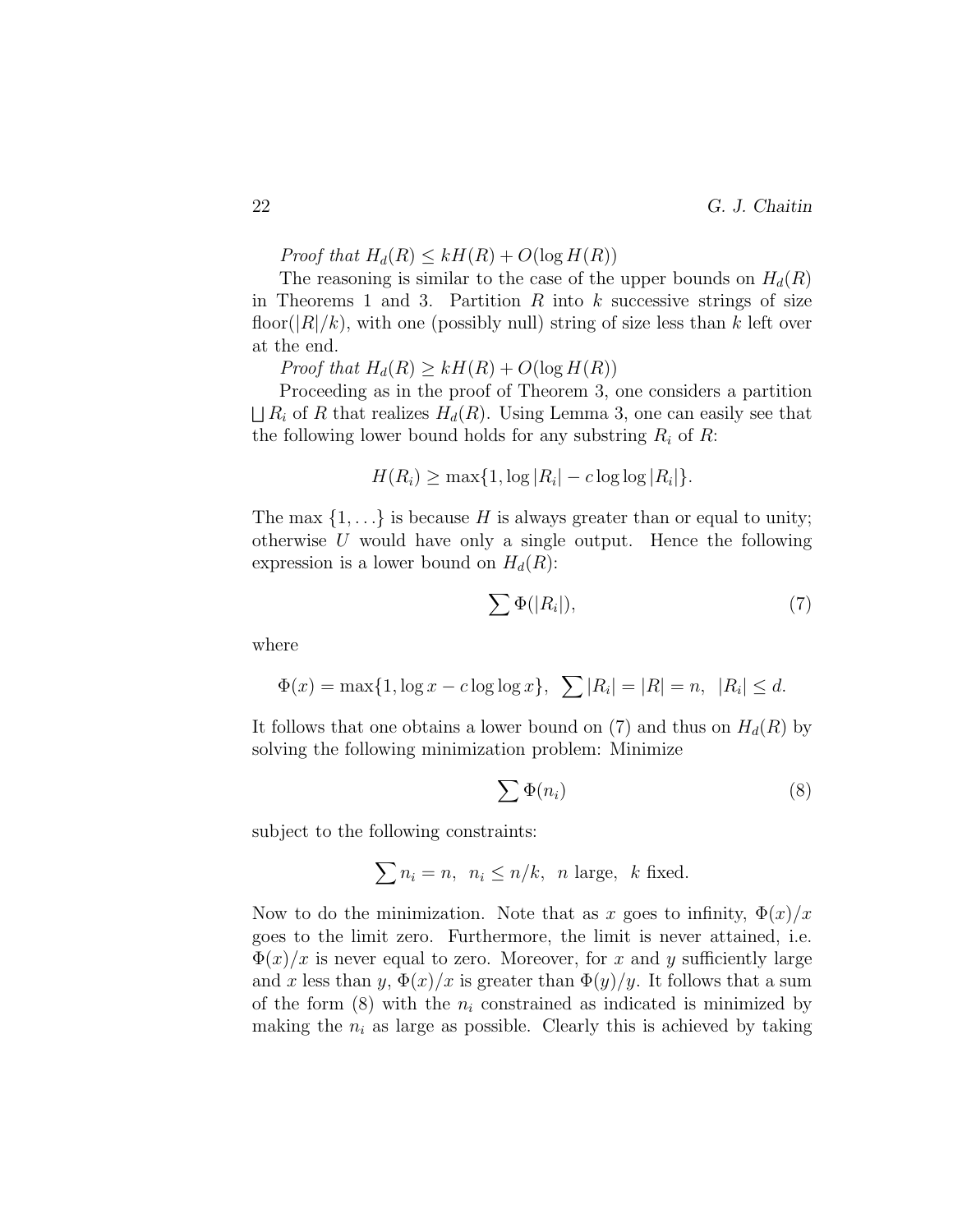*Proof that* $H_d(R) \leq kH(R) + O(\log H(R))$

The reasoning is similar to the case of the upper bounds on $H_d(R)$ in Theorems 1 and 3. Partition $R$ into $k$ successive strings of size floor($|R|/k$), with one (possibly null) string of size less than $k$ left over at the end.

*Proof that* $H_d(R) \geq kH(R) + O(\log H(R))$

Proceeding as in the proof of Theorem 3, one considers a partition $\bigsqcup R_i$ of $R$ that realizes $H_d(R)$. Using Lemma 3, one can easily see that the following lower bound holds for any substring $R_i$ of $R$:

$$H(R_i) \geq \max\{1, \log|R_i| - c \log\log|R_i|\}.$$

The max $\{1, \ldots\}$ is because $H$ is always greater than or equal to unity; otherwise $U$ would have only a single output. Hence the following expression is a lower bound on $H_d(R)$:

$$\sum \Phi(|R_i|), \tag{7}$$

where

$$\Phi(x) = \max\{1, \log x - c \log\log x\}, \ \sum |R_i| = |R| = n, \ |R_i| \leq d.$$

It follows that one obtains a lower bound on (7) and thus on $H_d(R)$ by solving the following minimization problem: Minimize

$$\sum \Phi(n_i) \tag{8}$$

subject to the following constraints:

$$\sum n_i = n, \ n_i \leq n/k, \ n \text{ large}, \ k \text{ fixed}.$$

Now to do the minimization. Note that as $x$ goes to infinity, $\Phi(x)/x$ goes to the limit zero. Furthermore, the limit is never attained, i.e. $\Phi(x)/x$ is never equal to zero. Moreover, for $x$ and $y$ sufficiently large and $x$ less than $y$, $\Phi(x)/x$ is greater than $\Phi(y)/y$. It follows that a sum of the form (8) with the $n_i$ constrained as indicated is minimized by making the $n_i$ as large as possible. Clearly this is achieved by taking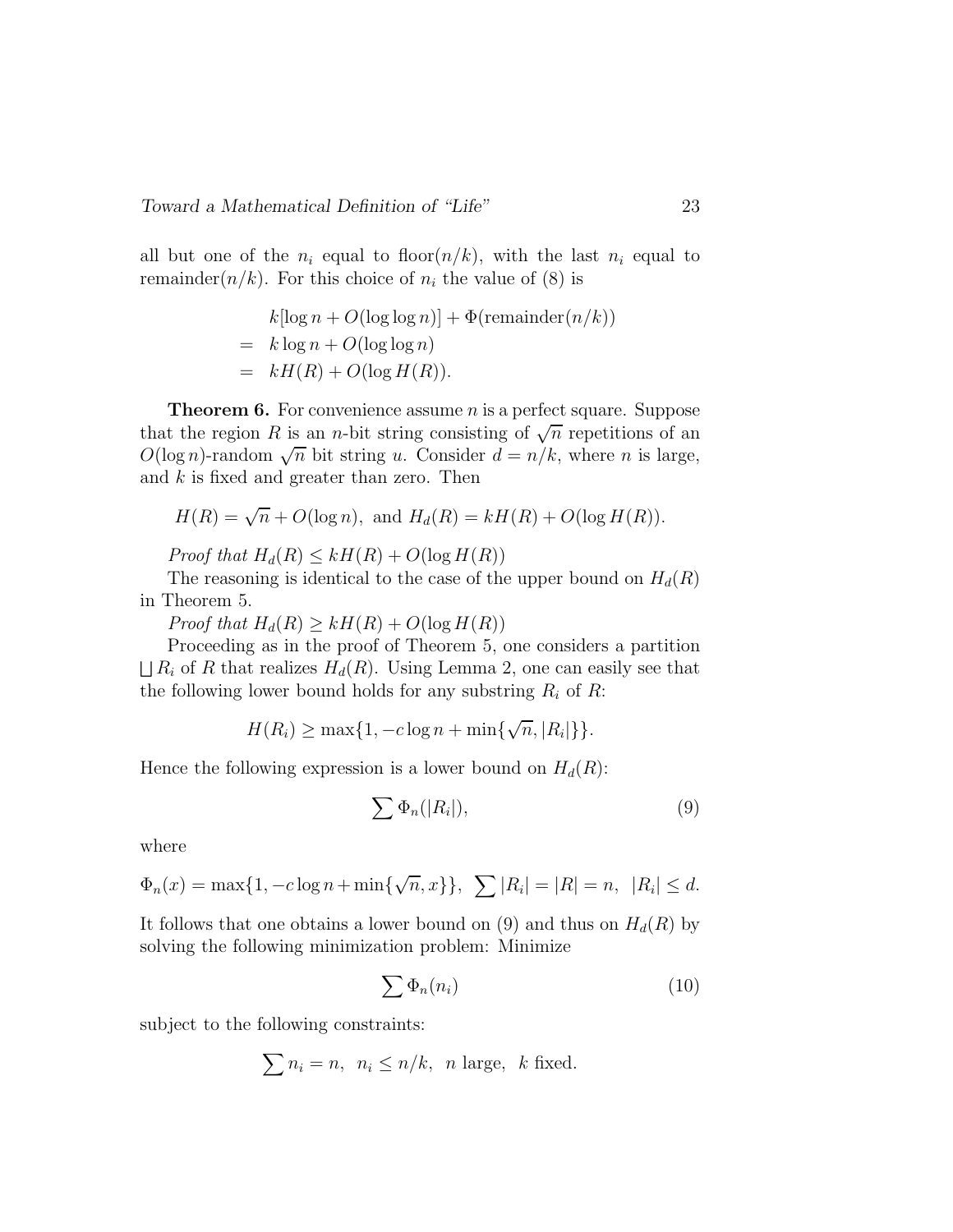all but one of the $n_i$ equal to floor$(n/k)$, with the last $n_i$ equal to remainder$(n/k)$. For this choice of $n_i$ the value of (8) is

$$
\begin{aligned}
& k[\log n + O(\log\log n)] + \Phi(\text{remainder}(n/k)) \\
= \;& k\log n + O(\log\log n) \\
= \;& kH(R) + O(\log H(R)).
\end{aligned}
$$

**Theorem 6.** For convenience assume $n$ is a perfect square. Suppose that the region $R$ is an $n$-bit string consisting of $\sqrt{n}$ repetitions of an $O(\log n)$-random $\sqrt{n}$ bit string $u$. Consider $d = n/k$, where $n$ is large, and $k$ is fixed and greater than zero. Then

$$H(R) = \sqrt{n} + O(\log n), \text{ and } H_d(R) = kH(R) + O(\log H(R)).$$

*Proof that $H_d(R) \le kH(R) + O(\log H(R))$*

The reasoning is identical to the case of the upper bound on $H_d(R)$ in Theorem 5.

*Proof that $H_d(R) \ge kH(R) + O(\log H(R))$*

Proceeding as in the proof of Theorem 5, one considers a partition $\bigsqcup R_i$ of $R$ that realizes $H_d(R)$. Using Lemma 2, one can easily see that the following lower bound holds for any substring $R_i$ of $R$:

$$H(R_i) \ge \max\{1, -c\log n + \min\{\sqrt{n}, |R_i|\}\}.$$

Hence the following expression is a lower bound on $H_d(R)$:

$$\sum \Phi_n(|R_i|), \tag{9}$$

where

$$\Phi_n(x) = \max\{1, -c\log n + \min\{\sqrt{n}, x\}\}, \;\; \sum |R_i| = |R| = n, \;\; |R_i| \le d.$$

It follows that one obtains a lower bound on (9) and thus on $H_d(R)$ by solving the following minimization problem: Minimize

$$\sum \Phi_n(n_i) \tag{10}$$

subject to the following constraints:

$$\sum n_i = n, \;\; n_i \le n/k, \;\; n \text{ large}, \;\; k \text{ fixed}.$$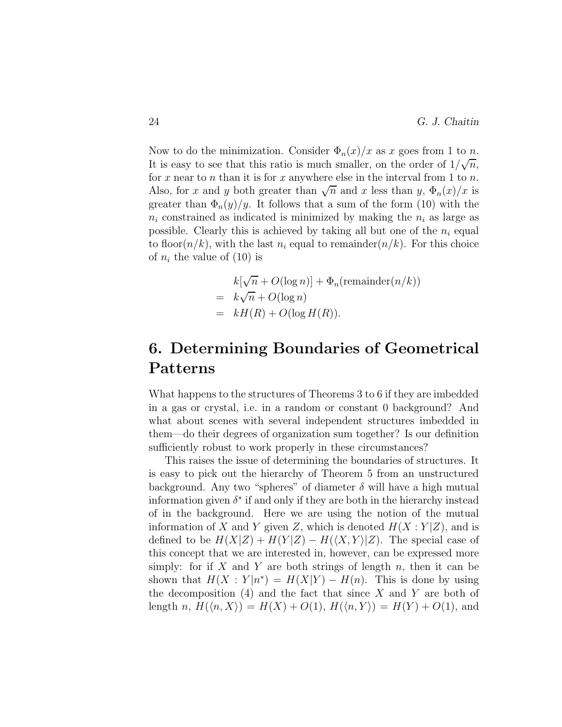Now to do the minimization. Consider $\Phi_n(x)/x$ as $x$ goes from 1 to $n$. It is easy to see that this ratio is much smaller, on the order of $1/\sqrt{n}$, for $x$ near to $n$ than it is for $x$ anywhere else in the interval from 1 to $n$. Also, for $x$ and $y$ both greater than $\sqrt{n}$ and $x$ less than $y$, $\Phi_n(x)/x$ is greater than $\Phi_n(y)/y$. It follows that a sum of the form (10) with the $n_i$ constrained as indicated is minimized by making the $n_i$ as large as possible. Clearly this is achieved by taking all but one of the $n_i$ equal to floor$(n/k)$, with the last $n_i$ equal to remainder$(n/k)$. For this choice of $n_i$ the value of (10) is

$$
\begin{aligned}
& k[\sqrt{n} + O(\log n)] + \Phi_n(\text{remainder}(n/k)) \\
= \;& k\sqrt{n} + O(\log n) \\
= \;& kH(R) + O(\log H(R)).
\end{aligned}
$$

# 6. Determining Boundaries of Geometrical Patterns

What happens to the structures of Theorems 3 to 6 if they are imbedded in a gas or crystal, i.e. in a random or constant 0 background? And what about scenes with several independent structures imbedded in them—do their degrees of organization sum together? Is our definition sufficiently robust to work properly in these circumstances?

This raises the issue of determining the boundaries of structures. It is easy to pick out the hierarchy of Theorem 5 from an unstructured background. Any two "spheres" of diameter $\delta$ will have a high mutual information given $\delta^*$ if and only if they are both in the hierarchy instead of in the background. Here we are using the notion of the mutual information of $X$ and $Y$ given $Z$, which is denoted $H(X:Y|Z)$, and is defined to be $H(X|Z) + H(Y|Z) - H(\langle X, Y\rangle|Z)$. The special case of this concept that we are interested in, however, can be expressed more simply: for if $X$ and $Y$ are both strings of length $n$, then it can be shown that $H(X:Y|n^*) = H(X|Y) - H(n)$. This is done by using the decomposition (4) and the fact that since $X$ and $Y$ are both of length $n$, $H(\langle n, X\rangle) = H(X) + O(1)$, $H(\langle n, Y\rangle) = H(Y) + O(1)$, and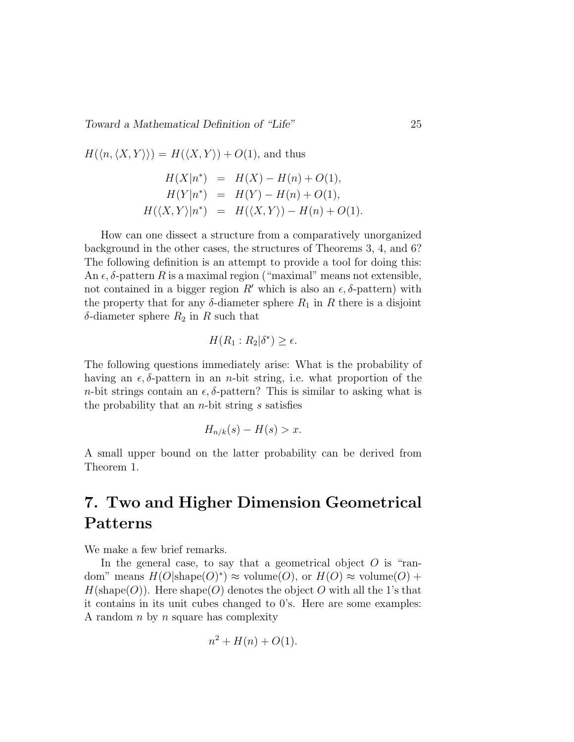$H(\langle n, \langle X, Y \rangle \rangle) = H(\langle X, Y \rangle) + O(1)$, and thus

$$
\begin{aligned}
H(X|n^*) &= H(X) - H(n) + O(1), \\
H(Y|n^*) &= H(Y) - H(n) + O(1), \\
H(\langle X, Y \rangle |n^*) &= H(\langle X, Y \rangle) - H(n) + O(1).
\end{aligned}
$$

How can one dissect a structure from a comparatively unorganized background in the other cases, the structures of Theorems 3, 4, and 6? The following definition is an attempt to provide a tool for doing this: An $\epsilon, \delta$-pattern $R$ is a maximal region ("maximal" means not extensible, not contained in a bigger region $R'$ which is also an $\epsilon, \delta$-pattern) with the property that for any $\delta$-diameter sphere $R_1$ in $R$ there is a disjoint $\delta$-diameter sphere $R_2$ in $R$ such that

$$
H(R_1 : R_2 | \delta^*) \geq \epsilon.
$$

The following questions immediately arise: What is the probability of having an $\epsilon, \delta$-pattern in an $n$-bit string, i.e. what proportion of the $n$-bit strings contain an $\epsilon, \delta$-pattern? This is similar to asking what is the probability that an $n$-bit string $s$ satisfies

$$
H_{n/k}(s) - H(s) > x.
$$

A small upper bound on the latter probability can be derived from Theorem 1.

# 7. Two and Higher Dimension Geometrical Patterns

We make a few brief remarks.

In the general case, to say that a geometrical object $O$ is "random" means $H(O|\text{shape}(O)^*) \approx \text{volume}(O)$, or $H(O) \approx \text{volume}(O) + H(\text{shape}(O))$. Here shape$(O)$ denotes the object $O$ with all the 1's that it contains in its unit cubes changed to 0's. Here are some examples: A random $n$ by $n$ square has complexity

$$
n^2 + H(n) + O(1).
$$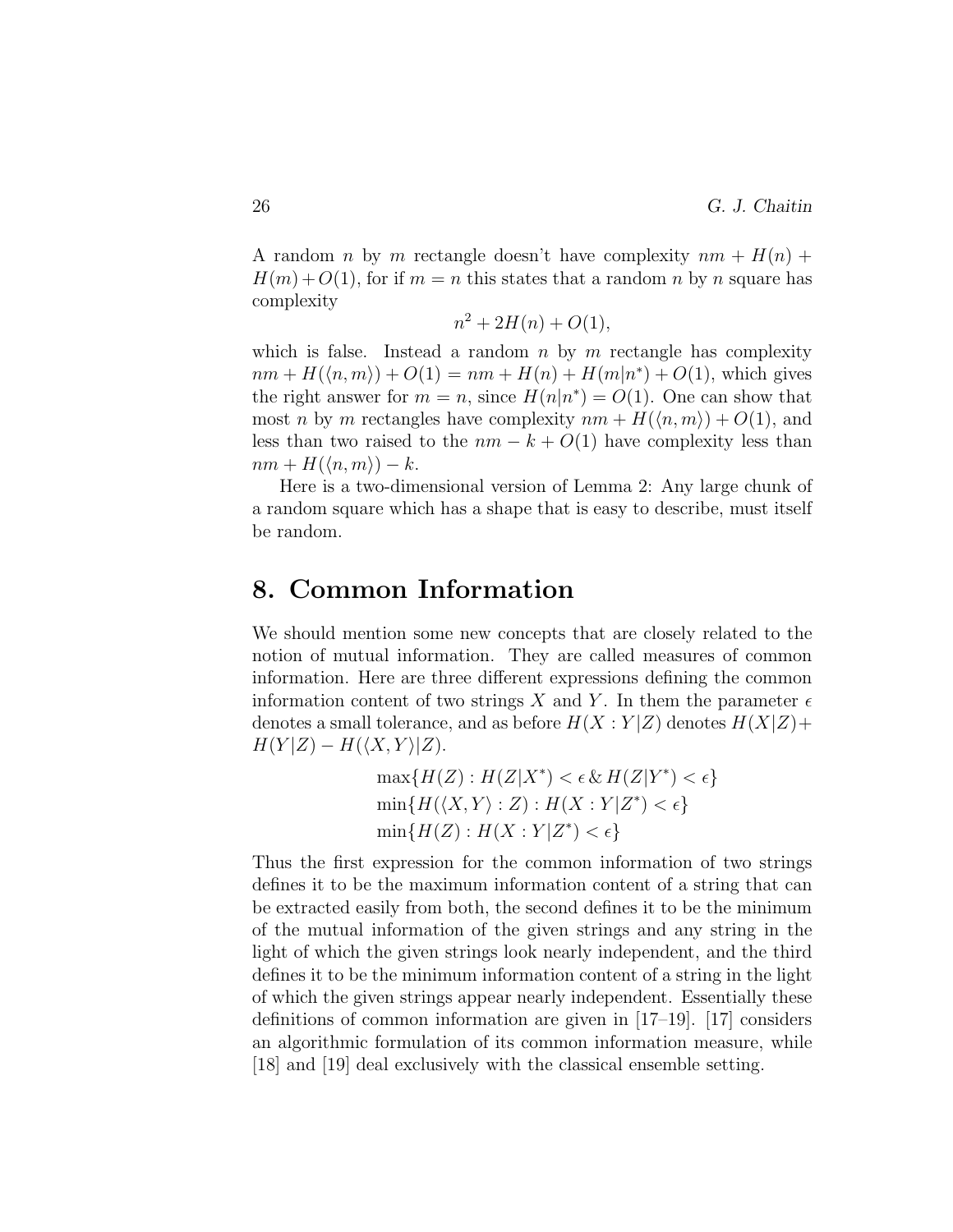A random $n$ by $m$ rectangle doesn't have complexity $nm + H(n) + H(m) + O(1)$, for if $m = n$ this states that a random $n$ by $n$ square has complexity

$$n^2 + 2H(n) + O(1),$$

which is false. Instead a random $n$ by $m$ rectangle has complexity $nm + H(\langle n, m \rangle) + O(1) = nm + H(n) + H(m|n^*) + O(1)$, which gives the right answer for $m = n$, since $H(n|n^*) = O(1)$. One can show that most $n$ by $m$ rectangles have complexity $nm + H(\langle n, m \rangle) + O(1)$, and less than two raised to the $nm - k + O(1)$ have complexity less than $nm + H(\langle n, m \rangle) - k$.

Here is a two-dimensional version of Lemma 2: Any large chunk of a random square which has a shape that is easy to describe, must itself be random.

## 8. Common Information

We should mention some new concepts that are closely related to the notion of mutual information. They are called measures of common information. Here are three different expressions defining the common information content of two strings $X$ and $Y$. In them the parameter $\epsilon$ denotes a small tolerance, and as before $H(X : Y|Z)$ denotes $H(X|Z) + H(Y|Z) - H(\langle X, Y \rangle |Z)$.

$$\max\{H(Z) : H(Z|X^*) < \epsilon \,\&\, H(Z|Y^*) < \epsilon\}$$
$$\min\{H(\langle X, Y \rangle : Z) : H(X : Y|Z^*) < \epsilon\}$$
$$\min\{H(Z) : H(X : Y|Z^*) < \epsilon\}$$

Thus the first expression for the common information of two strings defines it to be the maximum information content of a string that can be extracted easily from both, the second defines it to be the minimum of the mutual information of the given strings and any string in the light of which the given strings look nearly independent, and the third defines it to be the minimum information content of a string in the light of which the given strings appear nearly independent. Essentially these definitions of common information are given in [17–19]. [17] considers an algorithmic formulation of its common information measure, while [18] and [19] deal exclusively with the classical ensemble setting.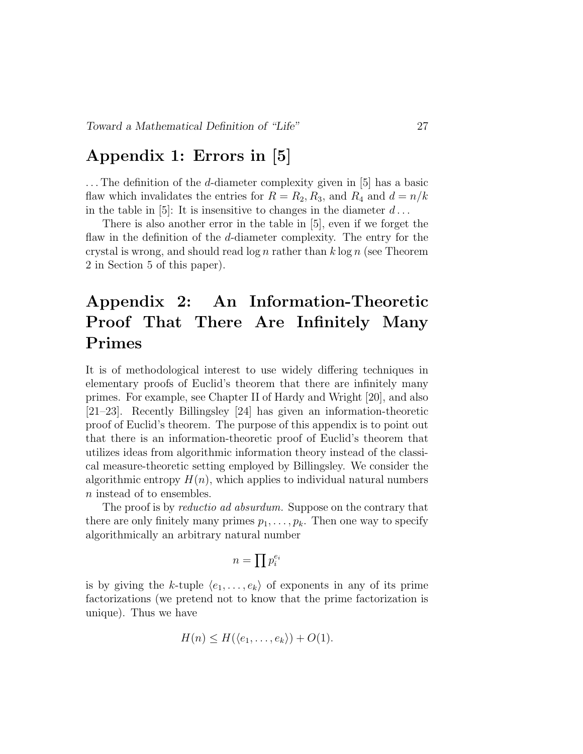## Appendix 1: Errors in [5]

. . . The definition of the $d$-diameter complexity given in [5] has a basic flaw which invalidates the entries for $R = R_2, R_3$, and $R_4$ and $d = n/k$ in the table in [5]: It is insensitive to changes in the diameter $d$ . . .

There is also another error in the table in [5], even if we forget the flaw in the definition of the $d$-diameter complexity. The entry for the crystal is wrong, and should read $\log n$ rather than $k \log n$ (see Theorem 2 in Section 5 of this paper).

## Appendix 2: An Information-Theoretic Proof That There Are Infinitely Many Primes

It is of methodological interest to use widely differing techniques in elementary proofs of Euclid's theorem that there are infinitely many primes. For example, see Chapter II of Hardy and Wright [20], and also [21–23]. Recently Billingsley [24] has given an information-theoretic proof of Euclid's theorem. The purpose of this appendix is to point out that there is an information-theoretic proof of Euclid's theorem that utilizes ideas from algorithmic information theory instead of the classical measure-theoretic setting employed by Billingsley. We consider the algorithmic entropy $H(n)$, which applies to individual natural numbers $n$ instead of to ensembles.

The proof is by *reductio ad absurdum.* Suppose on the contrary that there are only finitely many primes $p_1, \ldots, p_k$. Then one way to specify algorithmically an arbitrary natural number

$$n = \prod p_i^{e_i}$$

is by giving the $k$-tuple $\langle e_1, \ldots, e_k \rangle$ of exponents in any of its prime factorizations (we pretend not to know that the prime factorization is unique). Thus we have

$$H(n) \leq H(\langle e_1, \ldots, e_k \rangle) + O(1).$$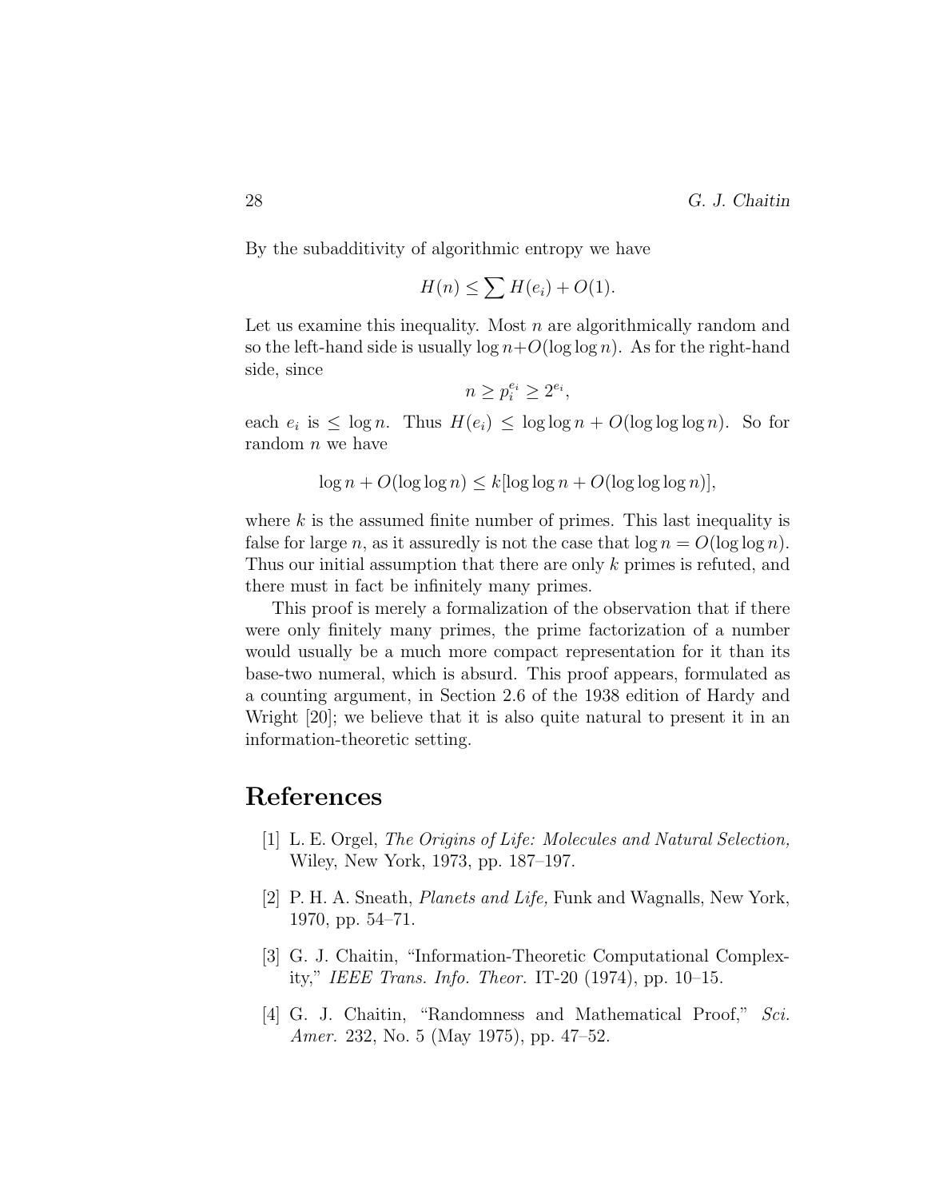By the subadditivity of algorithmic entropy we have

$$H(n) \leq \sum H(e_i) + O(1).$$

Let us examine this inequality. Most $n$ are algorithmically random and so the left-hand side is usually $\log n + O(\log \log n)$. As for the right-hand side, since

$$n \geq p_i^{e_i} \geq 2^{e_i},$$

each $e_i$ is $\leq \log n$. Thus $H(e_i) \leq \log \log n + O(\log \log \log n)$. So for random $n$ we have

$$\log n + O(\log \log n) \leq k[\log \log n + O(\log \log \log n)],$$

where $k$ is the assumed finite number of primes. This last inequality is false for large $n$, as it assuredly is not the case that $\log n = O(\log \log n)$. Thus our initial assumption that there are only $k$ primes is refuted, and there must in fact be infinitely many primes.

This proof is merely a formalization of the observation that if there were only finitely many primes, the prime factorization of a number would usually be a much more compact representation for it than its base-two numeral, which is absurd. This proof appears, formulated as a counting argument, in Section 2.6 of the 1938 edition of Hardy and Wright [20]; we believe that it is also quite natural to present it in an information-theoretic setting.

# References

[1] L. E. Orgel, *The Origins of Life: Molecules and Natural Selection,* Wiley, New York, 1973, pp. 187–197.

[2] P. H. A. Sneath, *Planets and Life,* Funk and Wagnalls, New York, 1970, pp. 54–71.

[3] G. J. Chaitin, "Information-Theoretic Computational Complexity," *IEEE Trans. Info. Theor.* IT-20 (1974), pp. 10–15.

[4] G. J. Chaitin, "Randomness and Mathematical Proof," *Sci. Amer.* 232, No. 5 (May 1975), pp. 47–52.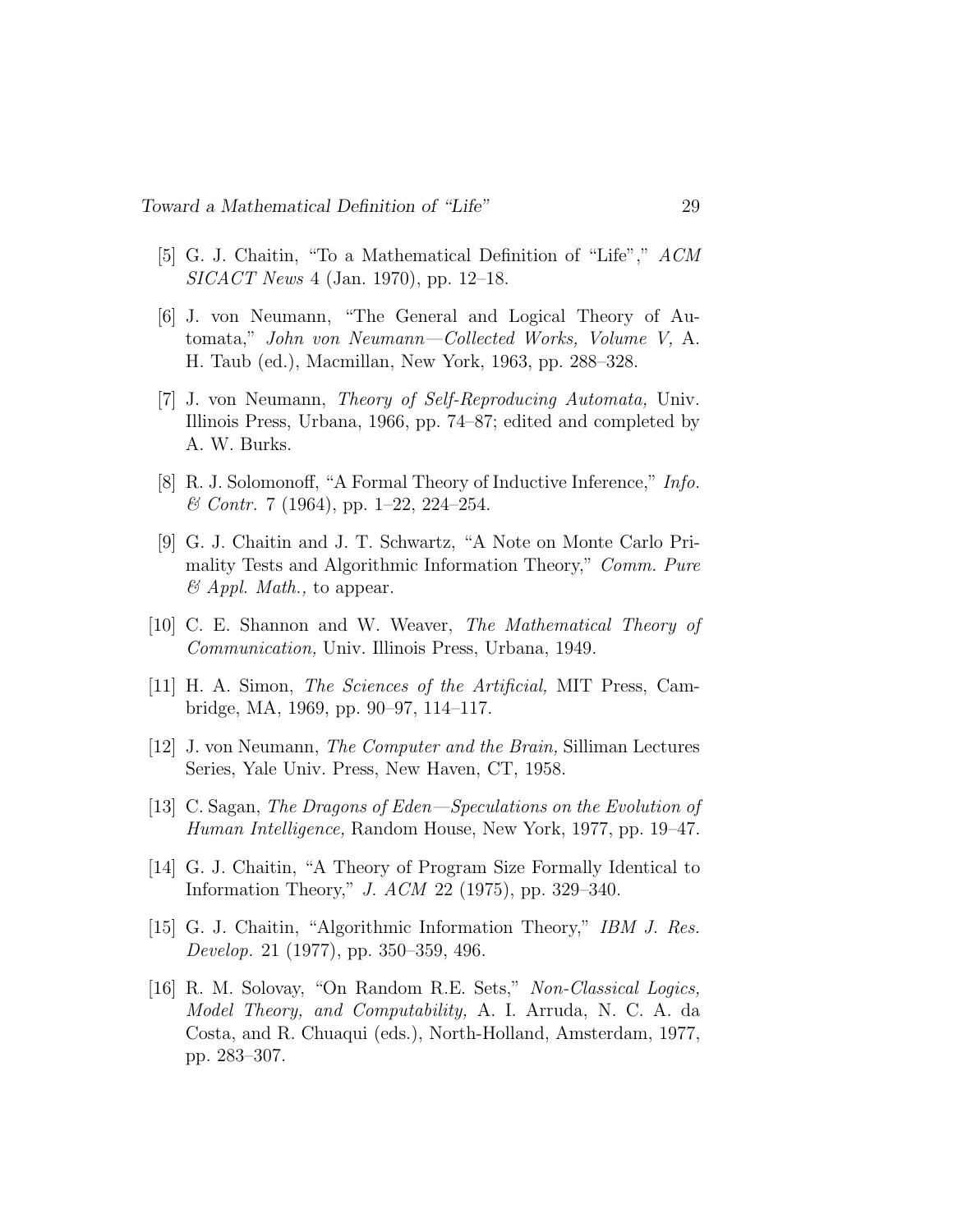[5] G. J. Chaitin, "To a Mathematical Definition of "Life"," *ACM SICACT News* 4 (Jan. 1970), pp. 12–18.

[6] J. von Neumann, "The General and Logical Theory of Automata," *John von Neumann—Collected Works, Volume V,* A. H. Taub (ed.), Macmillan, New York, 1963, pp. 288–328.

[7] J. von Neumann, *Theory of Self-Reproducing Automata,* Univ. Illinois Press, Urbana, 1966, pp. 74–87; edited and completed by A. W. Burks.

[8] R. J. Solomonoff, "A Formal Theory of Inductive Inference," *Info. & Contr.* 7 (1964), pp. 1–22, 224–254.

[9] G. J. Chaitin and J. T. Schwartz, "A Note on Monte Carlo Primality Tests and Algorithmic Information Theory," *Comm. Pure & Appl. Math.,* to appear.

[10] C. E. Shannon and W. Weaver, *The Mathematical Theory of Communication,* Univ. Illinois Press, Urbana, 1949.

[11] H. A. Simon, *The Sciences of the Artificial,* MIT Press, Cambridge, MA, 1969, pp. 90–97, 114–117.

[12] J. von Neumann, *The Computer and the Brain,* Silliman Lectures Series, Yale Univ. Press, New Haven, CT, 1958.

[13] C. Sagan, *The Dragons of Eden—Speculations on the Evolution of Human Intelligence,* Random House, New York, 1977, pp. 19–47.

[14] G. J. Chaitin, "A Theory of Program Size Formally Identical to Information Theory," *J. ACM* 22 (1975), pp. 329–340.

[15] G. J. Chaitin, "Algorithmic Information Theory," *IBM J. Res. Develop.* 21 (1977), pp. 350–359, 496.

[16] R. M. Solovay, "On Random R.E. Sets," *Non-Classical Logics, Model Theory, and Computability,* A. I. Arruda, N. C. A. da Costa, and R. Chuaqui (eds.), North-Holland, Amsterdam, 1977, pp. 283–307.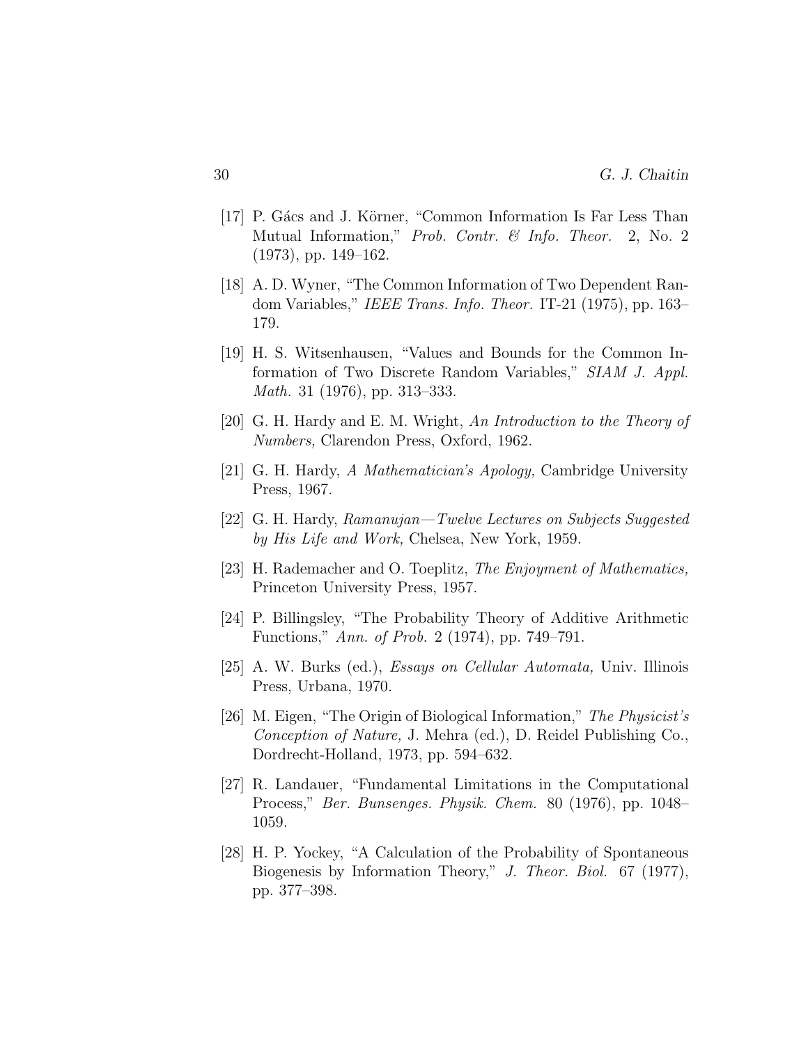[17] P. Gács and J. Körner, "Common Information Is Far Less Than Mutual Information," *Prob. Contr. & Info. Theor.* 2, No. 2 (1973), pp. 149–162.

[18] A. D. Wyner, "The Common Information of Two Dependent Random Variables," *IEEE Trans. Info. Theor.* IT-21 (1975), pp. 163–179.

[19] H. S. Witsenhausen, "Values and Bounds for the Common Information of Two Discrete Random Variables," *SIAM J. Appl. Math.* 31 (1976), pp. 313–333.

[20] G. H. Hardy and E. M. Wright, *An Introduction to the Theory of Numbers,* Clarendon Press, Oxford, 1962.

[21] G. H. Hardy, *A Mathematician's Apology,* Cambridge University Press, 1967.

[22] G. H. Hardy, *Ramanujan—Twelve Lectures on Subjects Suggested by His Life and Work,* Chelsea, New York, 1959.

[23] H. Rademacher and O. Toeplitz, *The Enjoyment of Mathematics,* Princeton University Press, 1957.

[24] P. Billingsley, "The Probability Theory of Additive Arithmetic Functions," *Ann. of Prob.* 2 (1974), pp. 749–791.

[25] A. W. Burks (ed.), *Essays on Cellular Automata,* Univ. Illinois Press, Urbana, 1970.

[26] M. Eigen, "The Origin of Biological Information," *The Physicist's Conception of Nature,* J. Mehra (ed.), D. Reidel Publishing Co., Dordrecht-Holland, 1973, pp. 594–632.

[27] R. Landauer, "Fundamental Limitations in the Computational Process," *Ber. Bunsenges. Physik. Chem.* 80 (1976), pp. 1048–1059.

[28] H. P. Yockey, "A Calculation of the Probability of Spontaneous Biogenesis by Information Theory," *J. Theor. Biol.* 67 (1977), pp. 377–398.